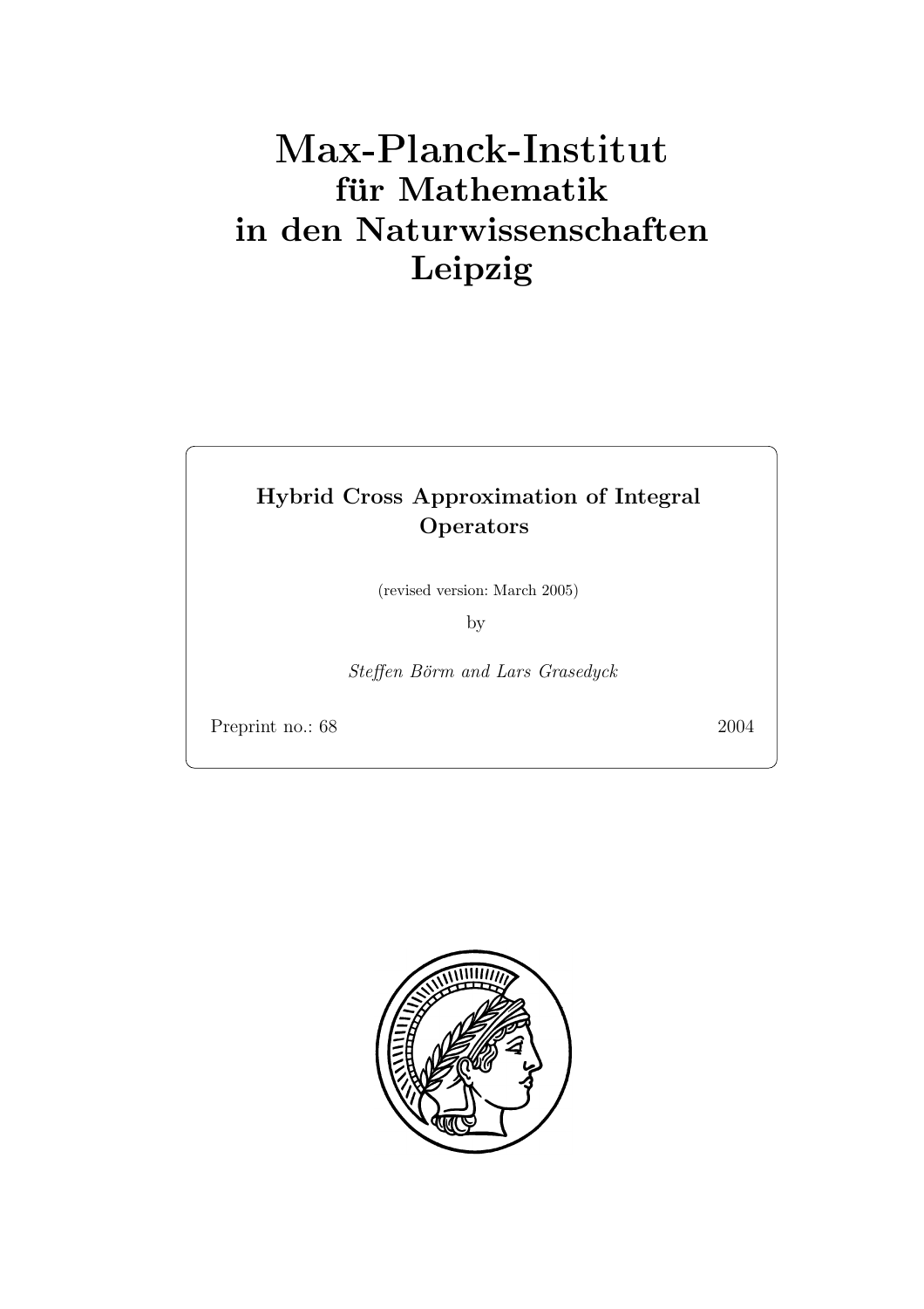# Max-Planck-Institut
## für Mathematik
## in den Naturwissenschaften
## Leipzig

**Hybrid Cross Approximation of Integral Operators**

(revised version: March 2005)

by

*Steffen Börm and Lars Grasedyck*

Preprint no.: 68 2004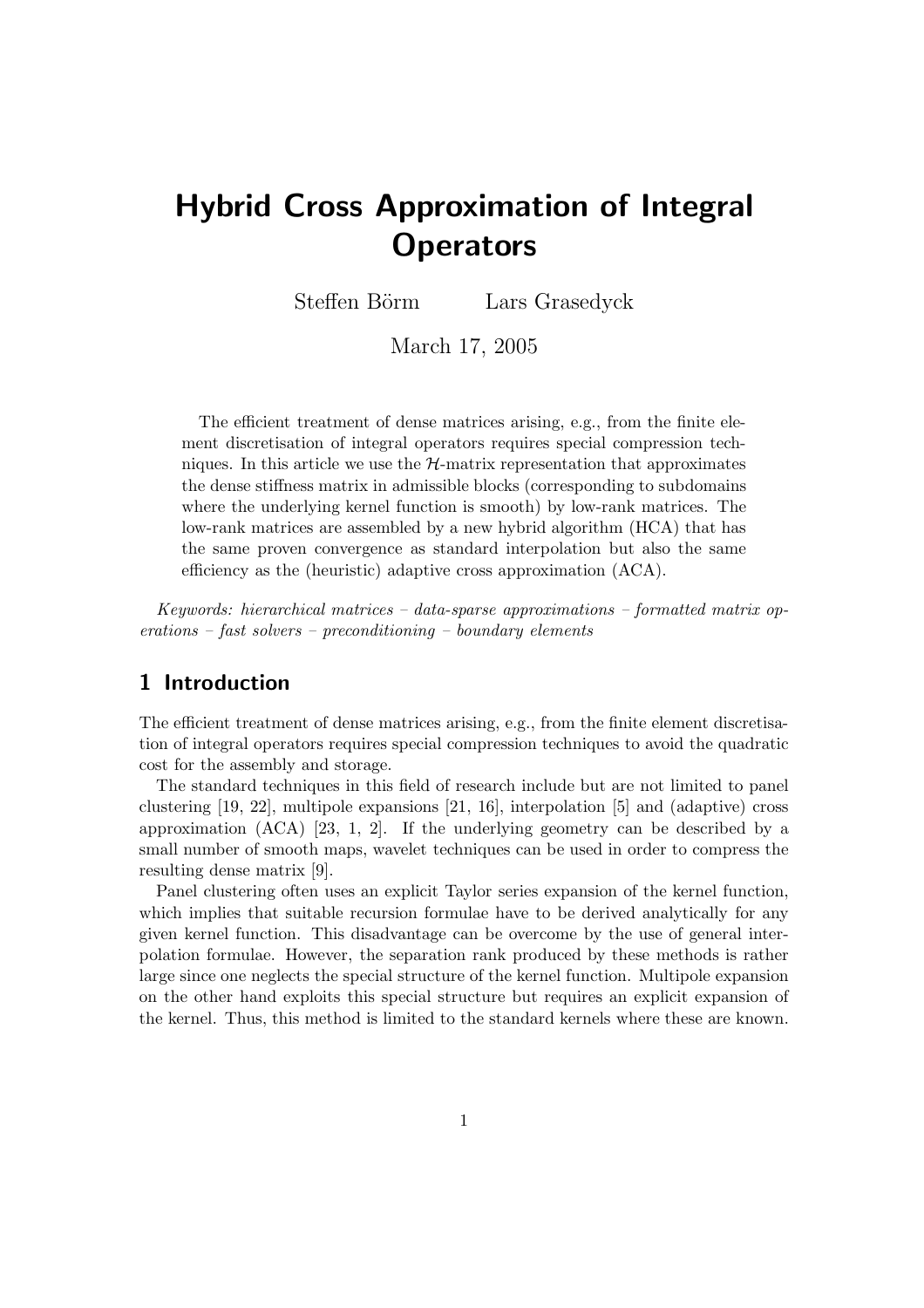# Hybrid Cross Approximation of Integral Operators

Steffen Börm    Lars Grasedyck

March 17, 2005

The efficient treatment of dense matrices arising, e.g., from the finite element discretisation of integral operators requires special compression techniques. In this article we use the $\mathcal{H}$-matrix representation that approximates the dense stiffness matrix in admissible blocks (corresponding to subdomains where the underlying kernel function is smooth) by low-rank matrices. The low-rank matrices are assembled by a new hybrid algorithm (HCA) that has the same proven convergence as standard interpolation but also the same efficiency as the (heuristic) adaptive cross approximation (ACA).

*Keywords: hierarchical matrices – data-sparse approximations – formatted matrix operations – fast solvers – preconditioning – boundary elements*

## 1 Introduction

The efficient treatment of dense matrices arising, e.g., from the finite element discretisation of integral operators requires special compression techniques to avoid the quadratic cost for the assembly and storage.

The standard techniques in this field of research include but are not limited to panel clustering [19, 22], multipole expansions [21, 16], interpolation [5] and (adaptive) cross approximation (ACA) [23, 1, 2]. If the underlying geometry can be described by a small number of smooth maps, wavelet techniques can be used in order to compress the resulting dense matrix [9].

Panel clustering often uses an explicit Taylor series expansion of the kernel function, which implies that suitable recursion formulae have to be derived analytically for any given kernel function. This disadvantage can be overcome by the use of general interpolation formulae. However, the separation rank produced by these methods is rather large since one neglects the special structure of the kernel function. Multipole expansion on the other hand exploits this special structure but requires an explicit expansion of the kernel. Thus, this method is limited to the standard kernels where these are known.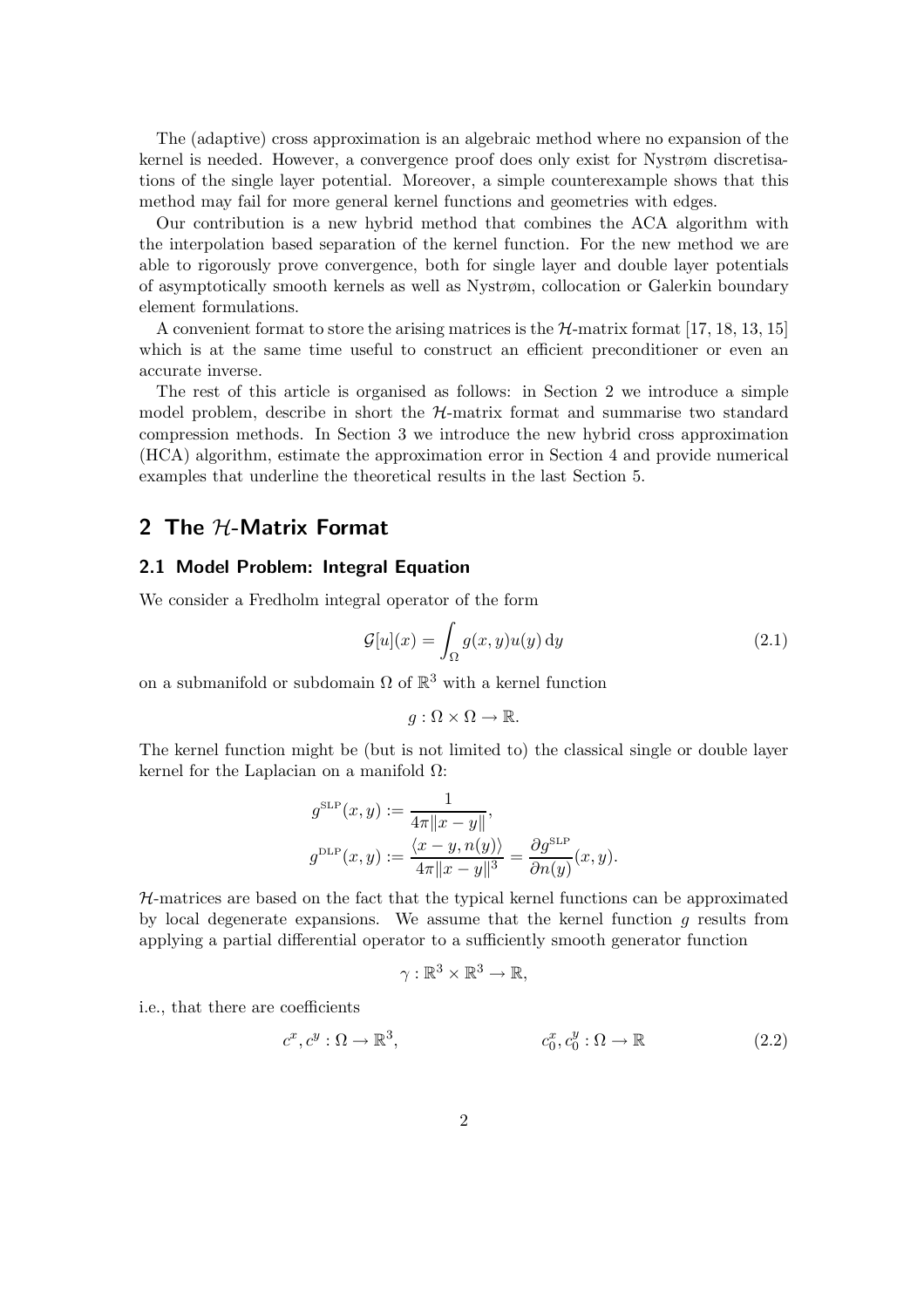The (adaptive) cross approximation is an algebraic method where no expansion of the kernel is needed. However, a convergence proof does only exist for Nystrøm discretisations of the single layer potential. Moreover, a simple counterexample shows that this method may fail for more general kernel functions and geometries with edges.

Our contribution is a new hybrid method that combines the ACA algorithm with the interpolation based separation of the kernel function. For the new method we are able to rigorously prove convergence, both for single layer and double layer potentials of asymptotically smooth kernels as well as Nystrøm, collocation or Galerkin boundary element formulations.

A convenient format to store the arising matrices is the $\mathcal{H}$-matrix format [17, 18, 13, 15] which is at the same time useful to construct an efficient preconditioner or even an accurate inverse.

The rest of this article is organised as follows: in Section 2 we introduce a simple model problem, describe in short the $\mathcal{H}$-matrix format and summarise two standard compression methods. In Section 3 we introduce the new hybrid cross approximation (HCA) algorithm, estimate the approximation error in Section 4 and provide numerical examples that underline the theoretical results in the last Section 5.

## 2 The $\mathcal{H}$-Matrix Format

### 2.1 Model Problem: Integral Equation

We consider a Fredholm integral operator of the form

$$\mathcal{G}[u](x) = \int_\Omega g(x,y)u(y)\,\mathrm{d}y \tag{2.1}$$

on a submanifold or subdomain $\Omega$ of $\mathbb{R}^3$ with a kernel function

$$g : \Omega \times \Omega \to \mathbb{R}.$$

The kernel function might be (but is not limited to) the classical single or double layer kernel for the Laplacian on a manifold $\Omega$:

$$g^{\mathrm{SLP}}(x,y) := \frac{1}{4\pi\|x-y\|},$$

$$g^{\mathrm{DLP}}(x,y) := \frac{\langle x-y, n(y)\rangle}{4\pi\|x-y\|^3} = \frac{\partial g^{\mathrm{SLP}}}{\partial n(y)}(x,y).$$

$\mathcal{H}$-matrices are based on the fact that the typical kernel functions can be approximated by local degenerate expansions. We assume that the kernel function $g$ results from applying a partial differential operator to a sufficiently smooth generator function

$$\gamma : \mathbb{R}^3 \times \mathbb{R}^3 \to \mathbb{R},$$

i.e., that there are coefficients

$$c^x, c^y : \Omega \to \mathbb{R}^3, \qquad\qquad c_0^x, c_0^y : \Omega \to \mathbb{R} \tag{2.2}$$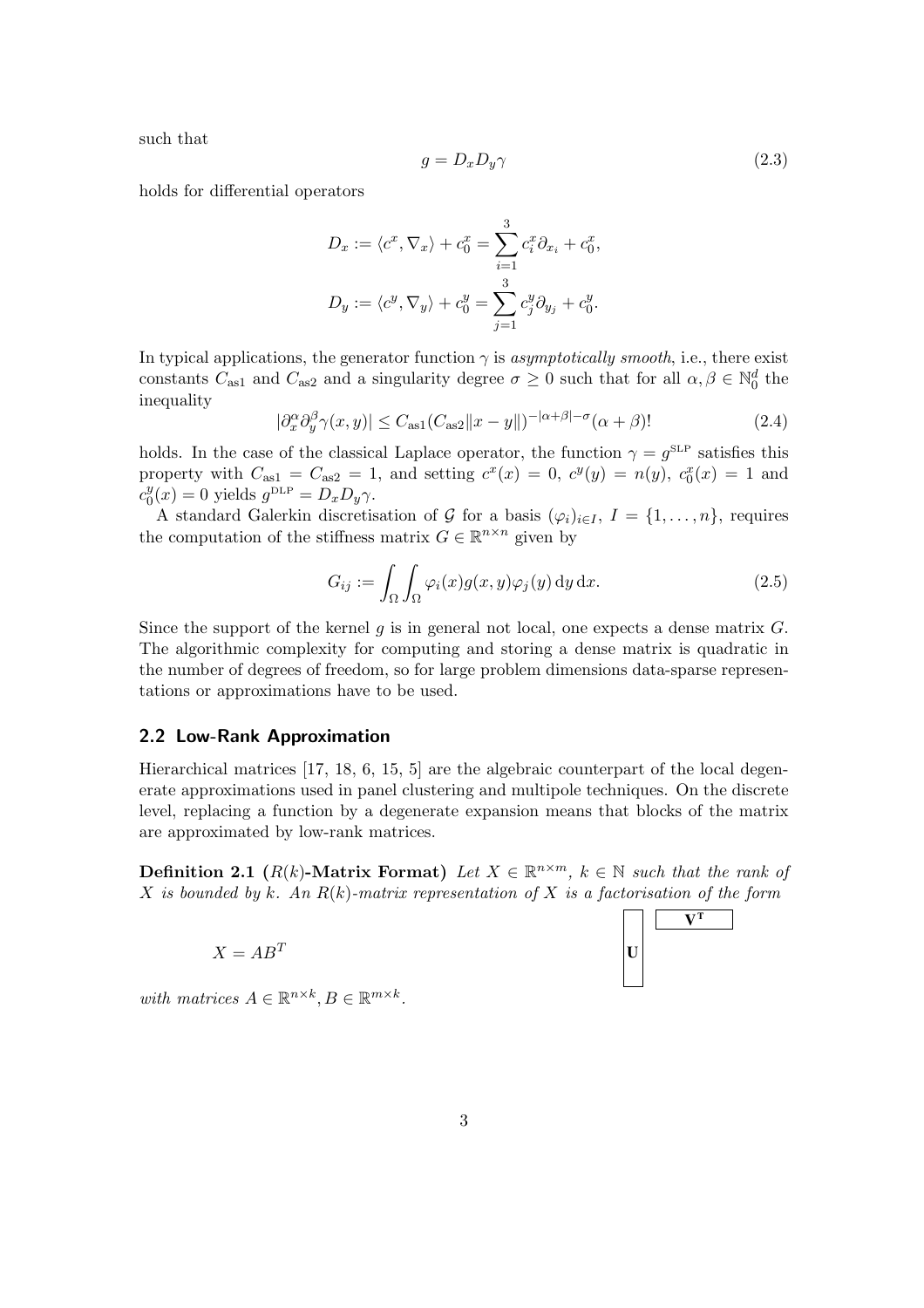such that

$$g = D_x D_y \gamma \tag{2.3}$$

holds for differential operators

$$D_x := \langle c^x, \nabla_x \rangle + c_0^x = \sum_{i=1}^{3} c_i^x \partial_{x_i} + c_0^x,$$

$$D_y := \langle c^y, \nabla_y \rangle + c_0^y = \sum_{j=1}^{3} c_j^y \partial_{y_j} + c_0^y.$$

In typical applications, the generator function $\gamma$ is *asymptotically smooth*, i.e., there exist constants $C_{\mathrm{as1}}$ and $C_{\mathrm{as2}}$ and a singularity degree $\sigma \geq 0$ such that for all $\alpha, \beta \in \mathbb{N}_0^d$ the inequality

$$|\partial_x^\alpha \partial_y^\beta \gamma(x,y)| \leq C_{\mathrm{as1}} (C_{\mathrm{as2}} \|x - y\|)^{-|\alpha+\beta|-\sigma} (\alpha + \beta)! \tag{2.4}$$

holds. In the case of the classical Laplace operator, the function $\gamma = g^{\mathrm{SLP}}$ satisfies this property with $C_{\mathrm{as1}} = C_{\mathrm{as2}} = 1$, and setting $c^x(x) = 0$, $c^y(y) = n(y)$, $c_0^x(x) = 1$ and $c_0^y(x) = 0$ yields $g^{\mathrm{DLP}} = D_x D_y \gamma$.

A standard Galerkin discretisation of $\mathcal{G}$ for a basis $(\varphi_i)_{i \in I}$, $I = \{1, \ldots, n\}$, requires the computation of the stiffness matrix $G \in \mathbb{R}^{n \times n}$ given by

$$G_{ij} := \int_\Omega \int_\Omega \varphi_i(x) g(x,y) \varphi_j(y) \, \mathrm{d}y \, \mathrm{d}x. \tag{2.5}$$

Since the support of the kernel $g$ is in general not local, one expects a dense matrix $G$. The algorithmic complexity for computing and storing a dense matrix is quadratic in the number of degrees of freedom, so for large problem dimensions data-sparse representations or approximations have to be used.

## 2.2 Low-Rank Approximation

Hierarchical matrices [17, 18, 6, 15, 5] are the algebraic counterpart of the local degenerate approximations used in panel clustering and multipole techniques. On the discrete level, replacing a function by a degenerate expansion means that blocks of the matrix are approximated by low-rank matrices.

**Definition 2.1** (**$R(k)$-Matrix Format**) *Let $X \in \mathbb{R}^{n \times m}$, $k \in \mathbb{N}$ such that the rank of $X$ is bounded by $k$. An $R(k)$-matrix representation of $X$ is a factorisation of the form*

$$X = AB^T$$

**U** **V^T**

*with matrices $A \in \mathbb{R}^{n \times k}, B \in \mathbb{R}^{m \times k}$.*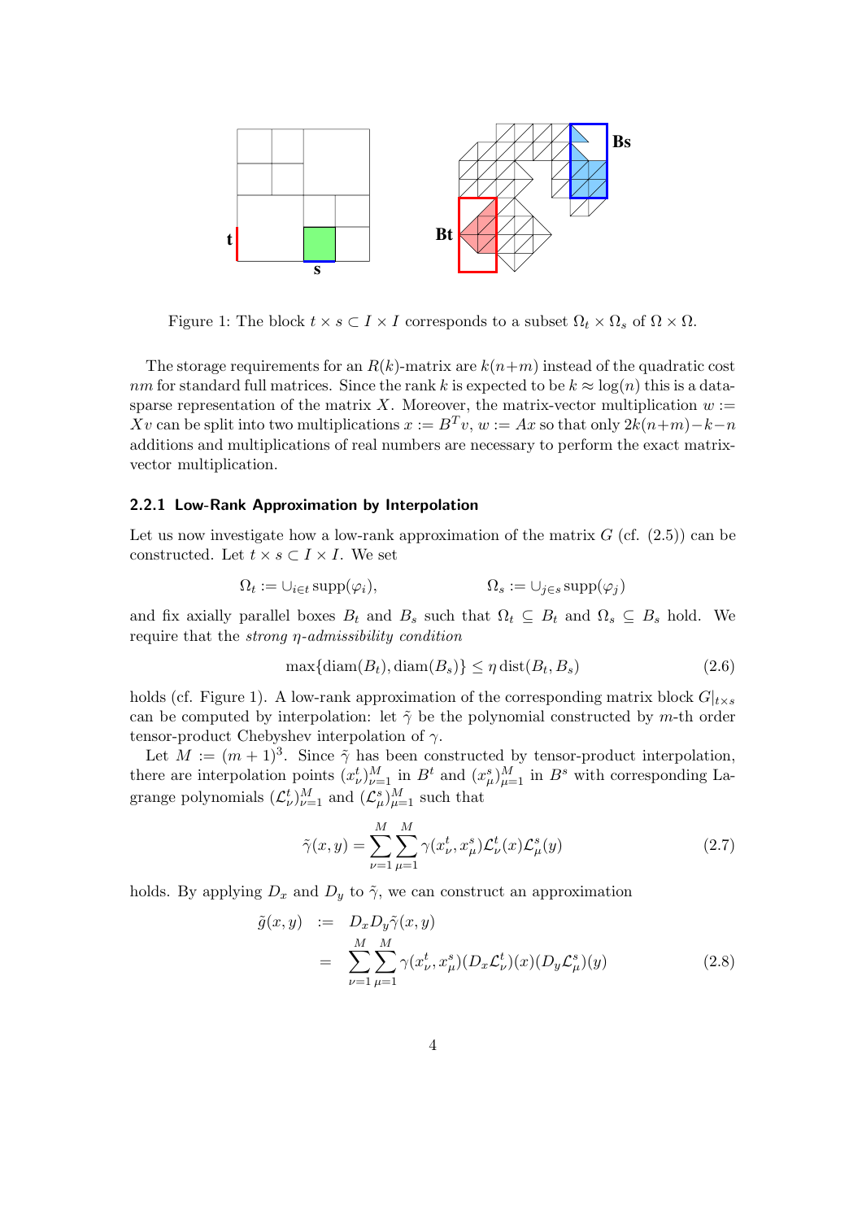Figure 1: The block $t \times s \subset I \times I$ corresponds to a subset $\Omega_t \times \Omega_s$ of $\Omega \times \Omega$.

The storage requirements for an $R(k)$-matrix are $k(n+m)$ instead of the quadratic cost $nm$ for standard full matrices. Since the rank $k$ is expected to be $k \approx \log(n)$ this is a data-sparse representation of the matrix $X$. Moreover, the matrix-vector multiplication $w := Xv$ can be split into two multiplications $x := B^T v$, $w := Ax$ so that only $2k(n+m)-k-n$ additions and multiplications of real numbers are necessary to perform the exact matrix-vector multiplication.

### 2.2.1 Low-Rank Approximation by Interpolation

Let us now investigate how a low-rank approximation of the matrix $G$ (cf. (2.5)) can be constructed. Let $t \times s \subset I \times I$. We set

$$\Omega_t := \cup_{i \in t} \operatorname{supp}(\varphi_i), \qquad \Omega_s := \cup_{j \in s} \operatorname{supp}(\varphi_j)$$

and fix axially parallel boxes $B_t$ and $B_s$ such that $\Omega_t \subseteq B_t$ and $\Omega_s \subseteq B_s$ hold. We require that the *strong $\eta$-admissibility condition*

$$\max\{\operatorname{diam}(B_t), \operatorname{diam}(B_s)\} \le \eta \operatorname{dist}(B_t, B_s) \tag{2.6}$$

holds (cf. Figure 1). A low-rank approximation of the corresponding matrix block $G|_{t \times s}$ can be computed by interpolation: let $\tilde{\gamma}$ be the polynomial constructed by $m$-th order tensor-product Chebyshev interpolation of $\gamma$.

Let $M := (m+1)^3$. Since $\tilde{\gamma}$ has been constructed by tensor-product interpolation, there are interpolation points $(x_\nu^t)_{\nu=1}^M$ in $B^t$ and $(x_\mu^s)_{\mu=1}^M$ in $B^s$ with corresponding Lagrange polynomials $(\mathcal{L}_\nu^t)_{\nu=1}^M$ and $(\mathcal{L}_\mu^s)_{\mu=1}^M$ such that

$$\tilde{\gamma}(x,y) = \sum_{\nu=1}^{M} \sum_{\mu=1}^{M} \gamma(x_\nu^t, x_\mu^s) \mathcal{L}_\nu^t(x) \mathcal{L}_\mu^s(y) \tag{2.7}$$

holds. By applying $D_x$ and $D_y$ to $\tilde{\gamma}$, we can construct an approximation

$$\begin{aligned} \tilde{g}(x,y) &:= D_x D_y \tilde{\gamma}(x,y) \\ &= \sum_{\nu=1}^{M} \sum_{\mu=1}^{M} \gamma(x_\nu^t, x_\mu^s)(D_x \mathcal{L}_\nu^t)(x)(D_y \mathcal{L}_\mu^s)(y) \end{aligned} \tag{2.8}$$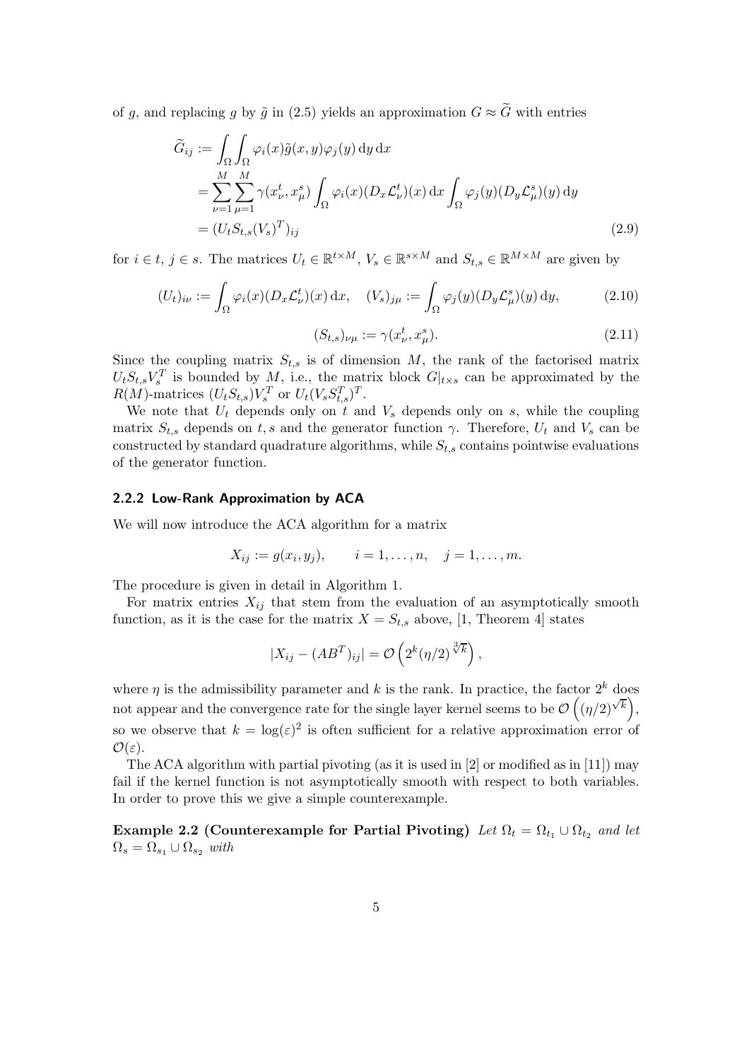of $g$, and replacing $g$ by $\tilde{g}$ in (2.5) yields an approximation $G \approx \widetilde{G}$ with entries

$$
\begin{aligned}
\widetilde{G}_{ij} &:= \int_\Omega \int_\Omega \varphi_i(x)\tilde{g}(x,y)\varphi_j(y)\,\mathrm{d}y\,\mathrm{d}x \\
&= \sum_{\nu=1}^{M}\sum_{\mu=1}^{M} \gamma(x_\nu^t, x_\mu^s) \int_\Omega \varphi_i(x)(D_x\mathcal{L}_\nu^t)(x)\,\mathrm{d}x \int_\Omega \varphi_j(y)(D_y\mathcal{L}_\mu^s)(y)\,\mathrm{d}y \\
&= (U_t S_{t,s} (V_s)^T)_{ij}
\end{aligned} \tag{2.9}
$$

for $i \in t$, $j \in s$. The matrices $U_t \in \mathbb{R}^{t\times M}$, $V_s \in \mathbb{R}^{s\times M}$ and $S_{t,s} \in \mathbb{R}^{M\times M}$ are given by

$$
(U_t)_{i\nu} := \int_\Omega \varphi_i(x)(D_x\mathcal{L}_\nu^t)(x)\,\mathrm{d}x, \quad (V_s)_{j\mu} := \int_\Omega \varphi_j(y)(D_y\mathcal{L}_\mu^s)(y)\,\mathrm{d}y, \tag{2.10}
$$

$$
(S_{t,s})_{\nu\mu} := \gamma(x_\nu^t, x_\mu^s). \tag{2.11}
$$

Since the coupling matrix $S_{t,s}$ is of dimension $M$, the rank of the factorised matrix $U_t S_{t,s} V_s^T$ is bounded by $M$, i.e., the matrix block $G|_{t\times s}$ can be approximated by the $R(M)$-matrices $(U_t S_{t,s})V_s^T$ or $U_t(V_s S_{t,s}^T)^T$.

We note that $U_t$ depends only on $t$ and $V_s$ depends only on $s$, while the coupling matrix $S_{t,s}$ depends on $t, s$ and the generator function $\gamma$. Therefore, $U_t$ and $V_s$ can be constructed by standard quadrature algorithms, while $S_{t,s}$ contains pointwise evaluations of the generator function.

### 2.2.2 Low-Rank Approximation by ACA

We will now introduce the ACA algorithm for a matrix

$$
X_{ij} := g(x_i, y_j), \qquad i = 1,\ldots,n, \quad j = 1,\ldots,m.
$$

The procedure is given in detail in Algorithm 1.

For matrix entries $X_{ij}$ that stem from the evaluation of an asymptotically smooth function, as it is the case for the matrix $X = S_{t,s}$ above, [1, Theorem 4] states

$$
|X_{ij} - (AB^T)_{ij}| = \mathcal{O}\left(2^k (\eta/2)^{\sqrt[3]{k}}\right),
$$

where $\eta$ is the admissibility parameter and $k$ is the rank. In practice, the factor $2^k$ does not appear and the convergence rate for the single layer kernel seems to be $\mathcal{O}\left((\eta/2)^{\sqrt{k}}\right)$, so we observe that $k = \log(\varepsilon)^2$ is often sufficient for a relative approximation error of $\mathcal{O}(\varepsilon)$.

The ACA algorithm with partial pivoting (as it is used in [2] or modified as in [11]) may fail if the kernel function is not asymptotically smooth with respect to both variables. In order to prove this we give a simple counterexample.

**Example 2.2 (Counterexample for Partial Pivoting)** *Let $\Omega_t = \Omega_{t_1} \cup \Omega_{t_2}$ and let $\Omega_s = \Omega_{s_1} \cup \Omega_{s_2}$ with*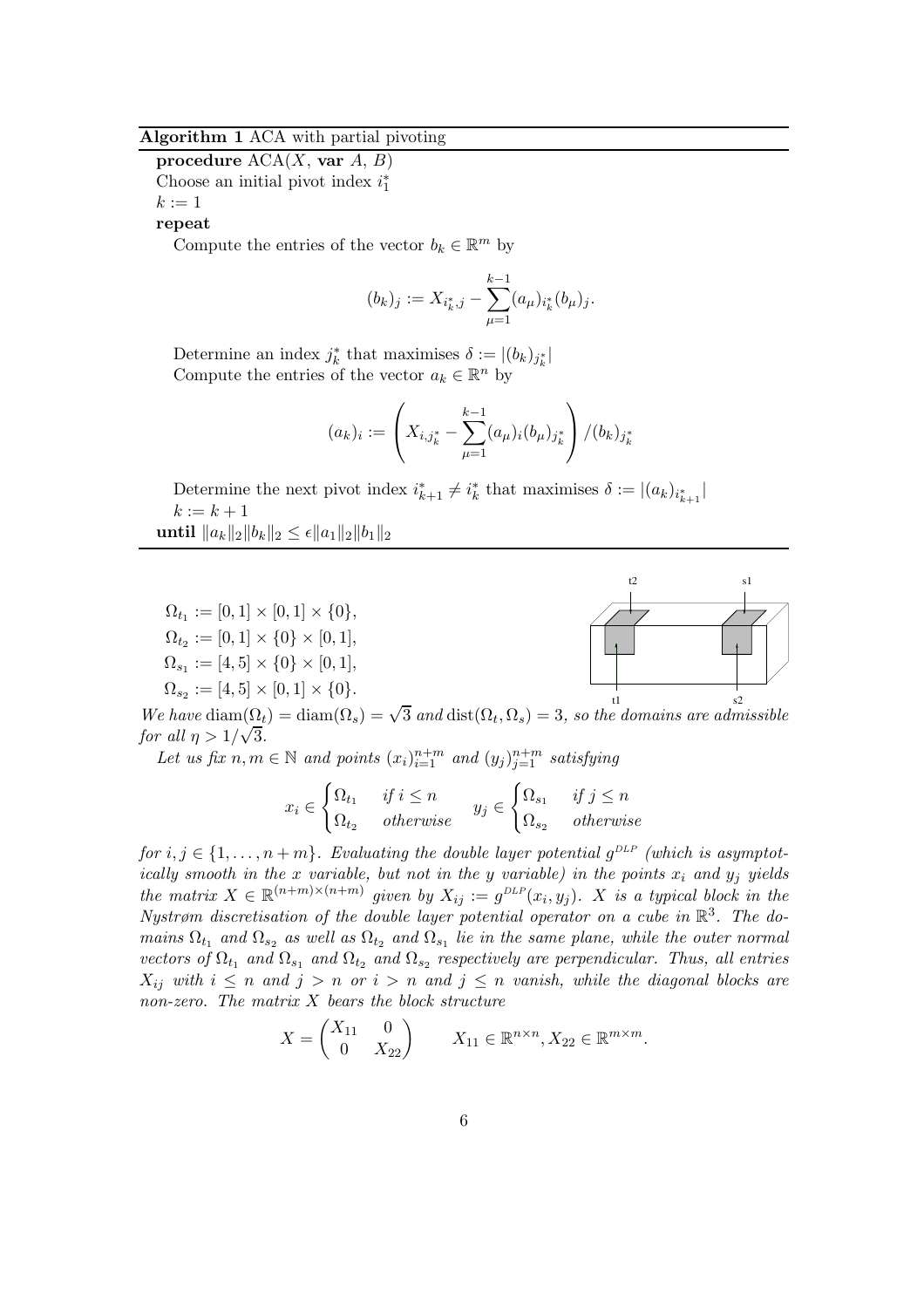**Algorithm 1** ACA with partial pivoting

**procedure** ACA($X$, **var** $A$, $B$)

Choose an initial pivot index $i_1^*$

$k := 1$

**repeat**

Compute the entries of the vector $b_k \in \mathbb{R}^m$ by

$$(b_k)_j := X_{i_k^*,j} - \sum_{\mu=1}^{k-1} (a_\mu)_{i_k^*} (b_\mu)_j.$$

Determine an index $j_k^*$ that maximises $\delta := |(b_k)_{j_k^*}|$

Compute the entries of the vector $a_k \in \mathbb{R}^n$ by

$$(a_k)_i := \left( X_{i,j_k^*} - \sum_{\mu=1}^{k-1} (a_\mu)_i (b_\mu)_{j_k^*} \right) / (b_k)_{j_k^*}$$

Determine the next pivot index $i_{k+1}^* \neq i_k^*$ that maximises $\delta := |(a_k)_{i_{k+1}^*}|$

$k := k + 1$

**until** $\|a_k\|_2 \|b_k\|_2 \leq \epsilon \|a_1\|_2 \|b_1\|_2$

---

$$\Omega_{t_1} := [0,1] \times [0,1] \times \{0\},$$
$$\Omega_{t_2} := [0,1] \times \{0\} \times [0,1],$$
$$\Omega_{s_1} := [4,5] \times \{0\} \times [0,1],$$
$$\Omega_{s_2} := [4,5] \times [0,1] \times \{0\}.$$

*We have* $\operatorname{diam}(\Omega_t) = \operatorname{diam}(\Omega_s) = \sqrt{3}$ *and* $\operatorname{dist}(\Omega_t, \Omega_s) = 3$*, so the domains are admissible for all* $\eta > 1/\sqrt{3}$*.*

*Let us fix* $n, m \in \mathbb{N}$ *and points* $(x_i)_{i=1}^{n+m}$ *and* $(y_j)_{j=1}^{n+m}$ *satisfying*

$$x_i \in \begin{cases} \Omega_{t_1} & \text{if } i \leq n \\ \Omega_{t_2} & \text{otherwise} \end{cases} \qquad y_j \in \begin{cases} \Omega_{s_1} & \text{if } j \leq n \\ \Omega_{s_2} & \text{otherwise} \end{cases}$$

*for* $i, j \in \{1, \ldots, n+m\}$*. Evaluating the double layer potential* $g^{DLP}$ *(which is asymptotically smooth in the x variable, but not in the y variable) in the points* $x_i$ *and* $y_j$ *yields the matrix* $X \in \mathbb{R}^{(n+m)\times(n+m)}$ *given by* $X_{ij} := g^{DLP}(x_i, y_j)$*.* $X$ *is a typical block in the Nystrøm discretisation of the double layer potential operator on a cube in* $\mathbb{R}^3$*. The domains* $\Omega_{t_1}$ *and* $\Omega_{s_2}$ *as well as* $\Omega_{t_2}$ *and* $\Omega_{s_1}$ *lie in the same plane, while the outer normal vectors of* $\Omega_{t_1}$ *and* $\Omega_{s_1}$ *and* $\Omega_{t_2}$ *and* $\Omega_{s_2}$ *respectively are perpendicular. Thus, all entries* $X_{ij}$ *with* $i \leq n$ *and* $j > n$ *or* $i > n$ *and* $j \leq n$ *vanish, while the diagonal blocks are non-zero. The matrix* $X$ *bears the block structure*

$$X = \begin{pmatrix} X_{11} & 0 \\ 0 & X_{22} \end{pmatrix} \qquad X_{11} \in \mathbb{R}^{n \times n}, X_{22} \in \mathbb{R}^{m \times m}.$$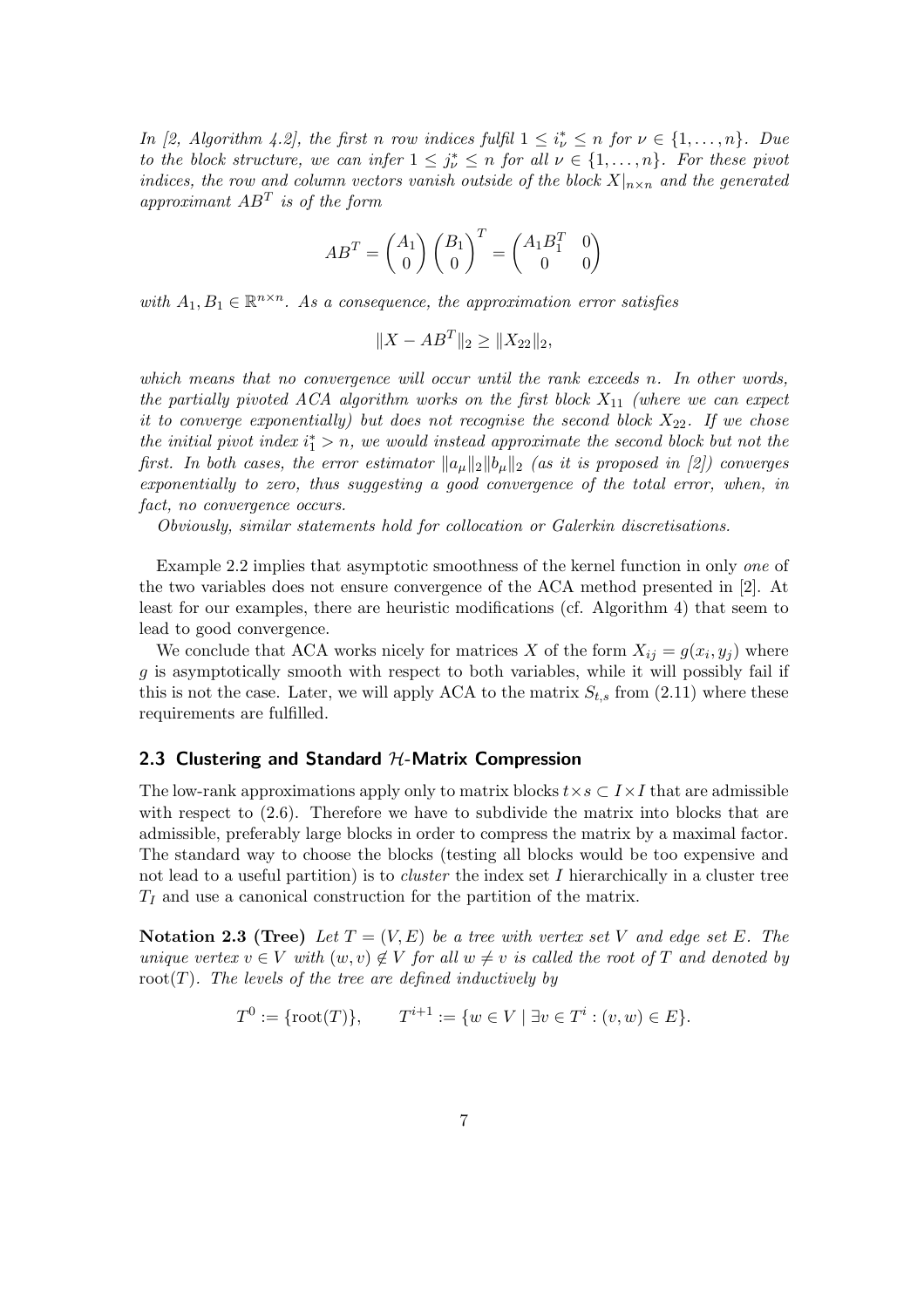*In [2, Algorithm 4.2], the first $n$ row indices fulfil $1 \leq i^*_\nu \leq n$ for $\nu \in \{1,\dots,n\}$. Due to the block structure, we can infer $1 \leq j^*_\nu \leq n$ for all $\nu \in \{1,\dots,n\}$. For these pivot indices, the row and column vectors vanish outside of the block $X|_{n\times n}$ and the generated approximant $AB^T$ is of the form*

$$AB^T = \begin{pmatrix} A_1 \\ 0 \end{pmatrix} \begin{pmatrix} B_1 \\ 0 \end{pmatrix}^T = \begin{pmatrix} A_1 B_1^T & 0 \\ 0 & 0 \end{pmatrix}$$

*with $A_1, B_1 \in \mathbb{R}^{n\times n}$. As a consequence, the approximation error satisfies*

$$\|X - AB^T\|_2 \geq \|X_{22}\|_2,$$

*which means that no convergence will occur until the rank exceeds $n$. In other words, the partially pivoted ACA algorithm works on the first block $X_{11}$ (where we can expect it to converge exponentially) but does not recognise the second block $X_{22}$. If we chose the initial pivot index $i^*_1 > n$, we would instead approximate the second block but not the first. In both cases, the error estimator $\|a_\mu\|_2 \|b_\mu\|_2$ (as it is proposed in [2]) converges exponentially to zero, thus suggesting a good convergence of the total error, when, in fact, no convergence occurs.*

*Obviously, similar statements hold for collocation or Galerkin discretisations.*

Example 2.2 implies that asymptotic smoothness of the kernel function in only *one* of the two variables does not ensure convergence of the ACA method presented in [2]. At least for our examples, there are heuristic modifications (cf. Algorithm 4) that seem to lead to good convergence.

We conclude that ACA works nicely for matrices $X$ of the form $X_{ij} = g(x_i, y_j)$ where $g$ is asymptotically smooth with respect to both variables, while it will possibly fail if this is not the case. Later, we will apply ACA to the matrix $S_{t,s}$ from (2.11) where these requirements are fulfilled.

## 2.3 Clustering and Standard $\mathcal{H}$-Matrix Compression

The low-rank approximations apply only to matrix blocks $t \times s \subset I \times I$ that are admissible with respect to (2.6). Therefore we have to subdivide the matrix into blocks that are admissible, preferably large blocks in order to compress the matrix by a maximal factor. The standard way to choose the blocks (testing all blocks would be too expensive and not lead to a useful partition) is to *cluster* the index set $I$ hierarchically in a cluster tree $T_I$ and use a canonical construction for the partition of the matrix.

**Notation 2.3 (Tree)** *Let $T = (V, E)$ be a tree with vertex set $V$ and edge set $E$. The unique vertex $v \in V$ with $(w, v) \notin V$ for all $w \neq v$ is called the root of $T$ and denoted by $\mathrm{root}(T)$. The levels of the tree are defined inductively by*

$$T^0 := \{\mathrm{root}(T)\}, \qquad T^{i+1} := \{w \in V \mid \exists v \in T^i : (v, w) \in E\}.$$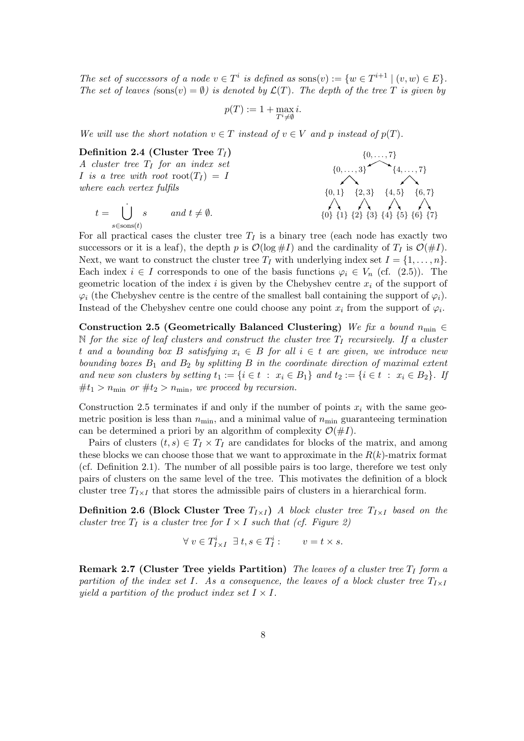*The set of successors of a node $v \in T^i$ is defined as* $\mathrm{sons}(v) := \{w \in T^{i+1} \mid (v,w) \in E\}$. *The set of leaves (*$\mathrm{sons}(v) = \emptyset$*) is denoted by* $\mathcal{L}(T)$. *The depth of the tree* $T$ *is given by*

$$p(T) := 1 + \max_{T^i \neq \emptyset} i.$$

*We will use the short notation* $v \in T$ *instead of* $v \in V$ *and* $p$ *instead of* $p(T)$.

**Definition 2.4 (Cluster Tree $T_I$)** *A cluster tree* $T_I$ *for an index set* $I$ *is a tree with root* $\mathrm{root}(T_I) = I$ *where each vertex fulfils*

$$t = \dot{\bigcup_{s \in \mathrm{sons}(t)}} s \qquad \text{and } t \neq \emptyset.$$

$$
\begin{array}{c}
\{0,\dots,7\} \\
\{0,\dots,3\} \qquad \{4,\dots,7\} \\
\{0,1\} \quad \{2,3\} \quad \{4,5\} \quad \{6,7\} \\
\{0\}\ \{1\}\ \{2\}\ \{3\}\ \{4\}\ \{5\}\ \{6\}\ \{7\}
\end{array}
$$

For all practical cases the cluster tree $T_I$ is a binary tree (each node has exactly two successors or it is a leaf), the depth $p$ is $\mathcal{O}(\log \#I)$ and the cardinality of $T_I$ is $\mathcal{O}(\#I)$. Next, we want to construct the cluster tree $T_I$ with underlying index set $I = \{1, \dots, n\}$. Each index $i \in I$ corresponds to one of the basis functions $\varphi_i \in V_n$ (cf. (2.5)). The geometric location of the index $i$ is given by the Chebyshev centre $x_i$ of the support of $\varphi_i$ (the Chebyshev centre is the centre of the smallest ball containing the support of $\varphi_i$). Instead of the Chebyshev centre one could choose any point $x_i$ from the support of $\varphi_i$.

**Construction 2.5 (Geometrically Balanced Clustering)** *We fix a bound* $n_{\min} \in \mathbb{N}$ *for the size of leaf clusters and construct the cluster tree* $T_I$ *recursively. If a cluster* $t$ *and a bounding box* $B$ *satisfying* $x_i \in B$ *for all* $i \in t$ *are given, we introduce new bounding boxes* $B_1$ *and* $B_2$ *by splitting* $B$ *in the coordinate direction of maximal extent and new son clusters by setting* $t_1 := \{i \in t \ : \ x_i \in B_1\}$ *and* $t_2 := \{i \in t \ : \ x_i \in B_2\}$. *If* $\#t_1 > n_{\min}$ *or* $\#t_2 > n_{\min}$*, we proceed by recursion.*

Construction 2.5 terminates if and only if the number of points $x_i$ with the same geometric position is less than $n_{\min}$, and a minimal value of $n_{\min}$ guaranteeing termination can be determined a priori by an algorithm of complexity $\mathcal{O}(\#I)$.

Pairs of clusters $(t,s) \in T_I \times T_I$ are candidates for blocks of the matrix, and among these blocks we can choose those that we want to approximate in the $R(k)$-matrix format (cf. Definition 2.1). The number of all possible pairs is too large, therefore we test only pairs of clusters on the same level of the tree. This motivates the definition of a block cluster tree $T_{I\times I}$ that stores the admissible pairs of clusters in a hierarchical form.

**Definition 2.6 (Block Cluster Tree $T_{I\times I}$)** *A block cluster tree* $T_{I\times I}$ *based on the cluster tree* $T_I$ *is a cluster tree for* $I \times I$ *such that (cf. Figure 2)*

$$\forall\, v \in T^i_{I\times I} \ \ \exists\, t, s \in T^i_I : \qquad v = t \times s.$$

**Remark 2.7 (Cluster Tree yields Partition)** *The leaves of a cluster tree* $T_I$ *form a partition of the index set* $I$. *As a consequence, the leaves of a block cluster tree* $T_{I\times I}$ *yield a partition of the product index set* $I \times I$.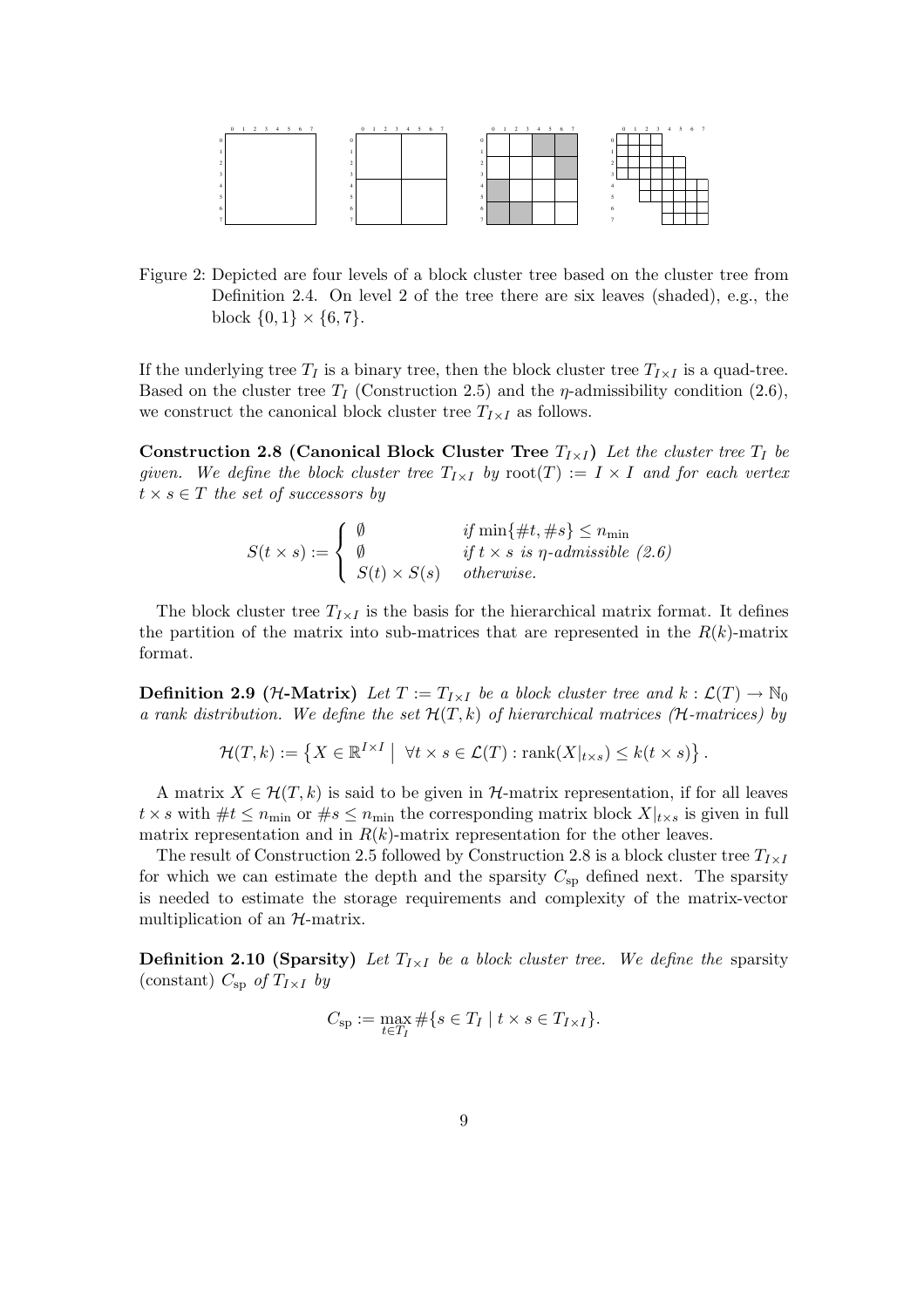Figure 2: Depicted are four levels of a block cluster tree based on the cluster tree from Definition 2.4. On level 2 of the tree there are six leaves (shaded), e.g., the block $\{0,1\} \times \{6,7\}$.

If the underlying tree $T_I$ is a binary tree, then the block cluster tree $T_{I\times I}$ is a quad-tree. Based on the cluster tree $T_I$ (Construction 2.5) and the $\eta$-admissibility condition (2.6), we construct the canonical block cluster tree $T_{I\times I}$ as follows.

**Construction 2.8 (Canonical Block Cluster Tree $T_{I\times I}$)** *Let the cluster tree $T_I$ be given. We define the block cluster tree $T_{I\times I}$ by $\mathrm{root}(T) := I \times I$ and for each vertex $t \times s \in T$ the set of successors by*

$$S(t \times s) := \begin{cases} \emptyset & \text{if } \min\{\#t, \#s\} \le n_{\min} \\ \emptyset & \text{if } t \times s \text{ is } \eta\text{-admissible (2.6)} \\ S(t) \times S(s) & \text{otherwise.} \end{cases}$$

The block cluster tree $T_{I\times I}$ is the basis for the hierarchical matrix format. It defines the partition of the matrix into sub-matrices that are represented in the $R(k)$-matrix format.

**Definition 2.9 ($\mathcal{H}$-Matrix)** *Let $T := T_{I\times I}$ be a block cluster tree and $k : \mathcal{L}(T) \to \mathbb{N}_0$ a rank distribution. We define the set $\mathcal{H}(T,k)$ of hierarchical matrices ($\mathcal{H}$-matrices) by*

$$\mathcal{H}(T,k) := \left\{ X \in \mathbb{R}^{I\times I} \;\middle|\; \forall t \times s \in \mathcal{L}(T) : \mathrm{rank}(X|_{t\times s}) \le k(t \times s) \right\}.$$

A matrix $X \in \mathcal{H}(T,k)$ is said to be given in $\mathcal{H}$-matrix representation, if for all leaves $t \times s$ with $\#t \le n_{\min}$ or $\#s \le n_{\min}$ the corresponding matrix block $X|_{t\times s}$ is given in full matrix representation and in $R(k)$-matrix representation for the other leaves.

The result of Construction 2.5 followed by Construction 2.8 is a block cluster tree $T_{I\times I}$ for which we can estimate the depth and the sparsity $C_{\mathrm{sp}}$ defined next. The sparsity is needed to estimate the storage requirements and complexity of the matrix-vector multiplication of an $\mathcal{H}$-matrix.

**Definition 2.10 (Sparsity)** *Let $T_{I\times I}$ be a block cluster tree. We define the* sparsity (constant) *$C_{\mathrm{sp}}$ of $T_{I\times I}$ by*

$$C_{\mathrm{sp}} := \max_{t \in T_I} \#\{s \in T_I \mid t \times s \in T_{I\times I}\}.$$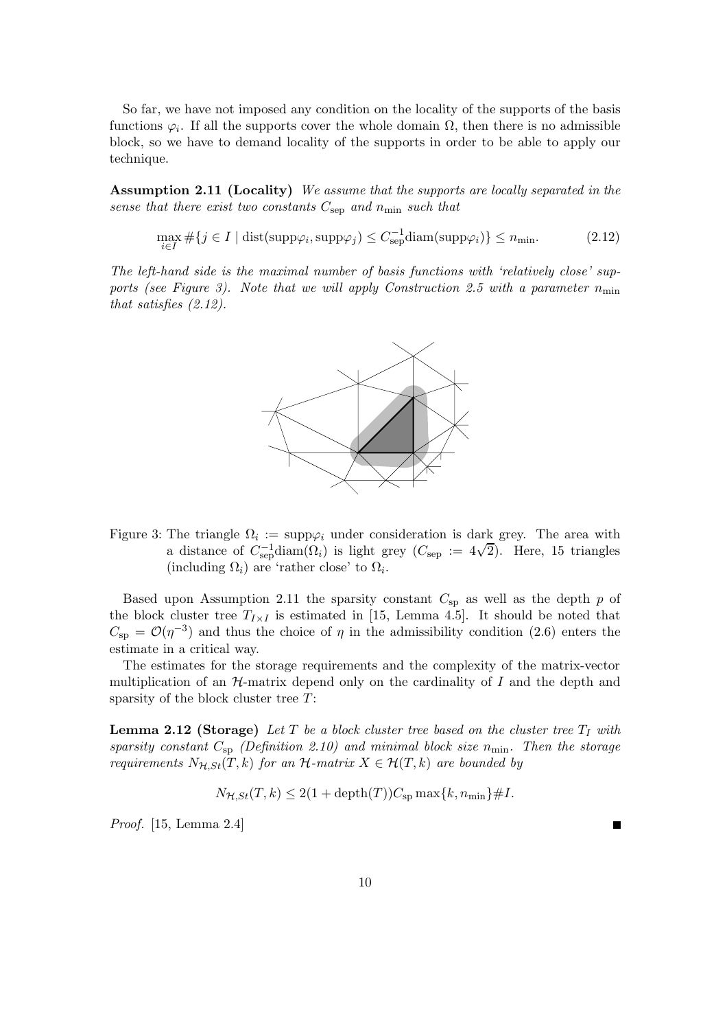So far, we have not imposed any condition on the locality of the supports of the basis functions $\varphi_i$. If all the supports cover the whole domain $\Omega$, then there is no admissible block, so we have to demand locality of the supports in order to be able to apply our technique.

**Assumption 2.11 (Locality)** *We assume that the supports are locally separated in the sense that there exist two constants $C_{\mathrm{sep}}$ and $n_{\min}$ such that*

$$\max_{i \in I} \#\{j \in I \mid \operatorname{dist}(\operatorname{supp}\varphi_i, \operatorname{supp}\varphi_j) \leq C_{\mathrm{sep}}^{-1} \operatorname{diam}(\operatorname{supp}\varphi_i)\} \leq n_{\min}. \tag{2.12}$$

*The left-hand side is the maximal number of basis functions with 'relatively close' supports (see Figure 3). Note that we will apply Construction 2.5 with a parameter $n_{\min}$ that satisfies (2.12).*

Figure 3: The triangle $\Omega_i := \operatorname{supp}\varphi_i$ under consideration is dark grey. The area with a distance of $C_{\mathrm{sep}}^{-1}\operatorname{diam}(\Omega_i)$ is light grey ($C_{\mathrm{sep}} := 4\sqrt{2}$). Here, 15 triangles (including $\Omega_i$) are 'rather close' to $\Omega_i$.

Based upon Assumption 2.11 the sparsity constant $C_{\mathrm{sp}}$ as well as the depth $p$ of the block cluster tree $T_{I \times I}$ is estimated in [15, Lemma 4.5]. It should be noted that $C_{\mathrm{sp}} = \mathcal{O}(\eta^{-3})$ and thus the choice of $\eta$ in the admissibility condition (2.6) enters the estimate in a critical way.

The estimates for the storage requirements and the complexity of the matrix-vector multiplication of an $\mathcal{H}$-matrix depend only on the cardinality of $I$ and the depth and sparsity of the block cluster tree $T$:

**Lemma 2.12 (Storage)** *Let $T$ be a block cluster tree based on the cluster tree $T_I$ with sparsity constant $C_{\mathrm{sp}}$ (Definition 2.10) and minimal block size $n_{\min}$. Then the storage requirements $N_{\mathcal{H},St}(T, k)$ for an $\mathcal{H}$-matrix $X \in \mathcal{H}(T, k)$ are bounded by*

$$N_{\mathcal{H},St}(T, k) \leq 2(1 + \operatorname{depth}(T))C_{\mathrm{sp}} \max\{k, n_{\min}\}\#I.$$

*Proof.* [15, Lemma 2.4] ∎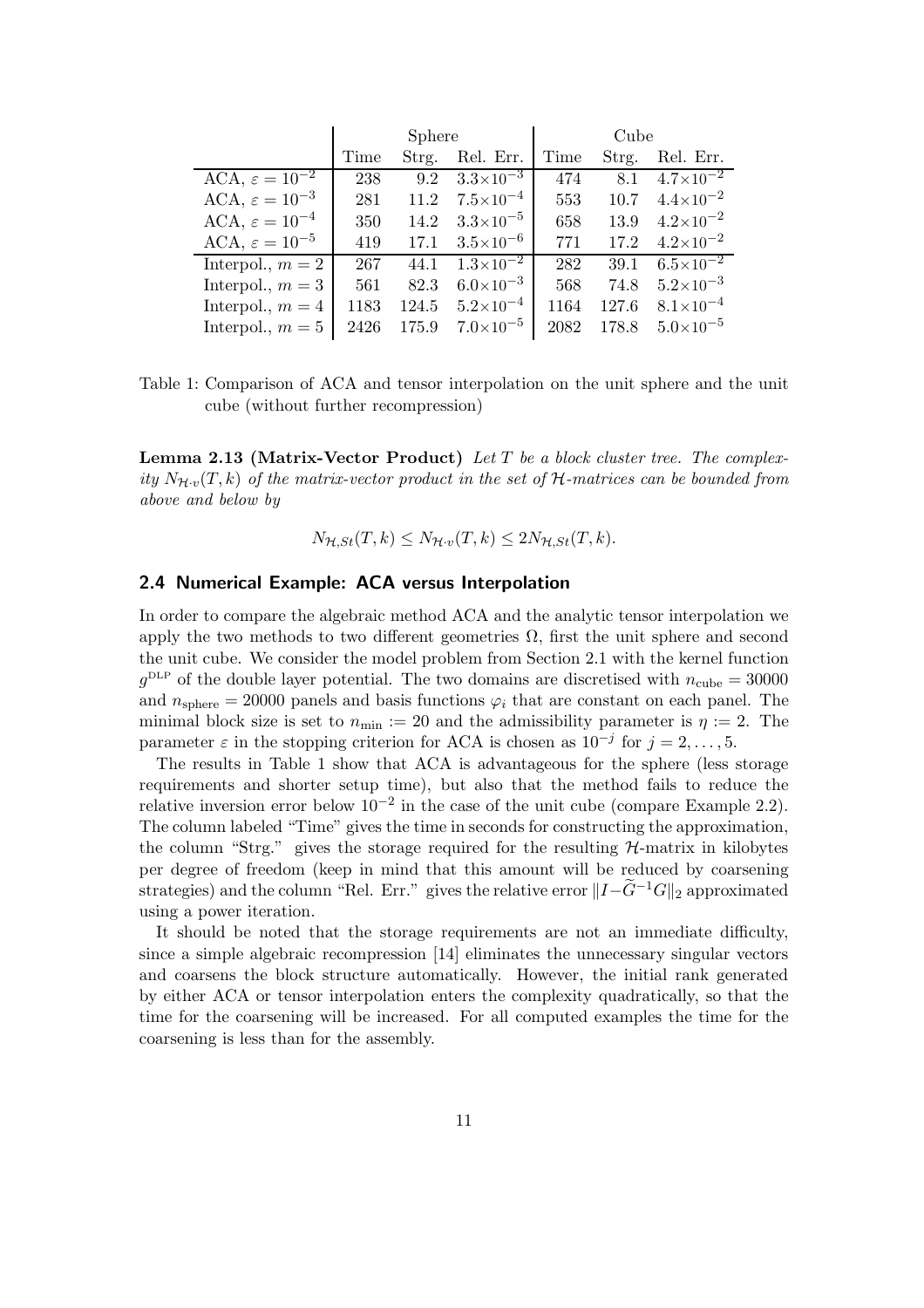| | Sphere | | | Cube | | |
|---|---|---|---|---|---|---|
| | Time | Strg. | Rel. Err. | Time | Strg. | Rel. Err. |
| ACA, $\varepsilon = 10^{-2}$ | 238 | 9.2 | $3.3\times10^{-3}$ | 474 | 8.1 | $4.7\times10^{-2}$ |
| ACA, $\varepsilon = 10^{-3}$ | 281 | 11.2 | $7.5\times10^{-4}$ | 553 | 10.7 | $4.4\times10^{-2}$ |
| ACA, $\varepsilon = 10^{-4}$ | 350 | 14.2 | $3.3\times10^{-5}$ | 658 | 13.9 | $4.2\times10^{-2}$ |
| ACA, $\varepsilon = 10^{-5}$ | 419 | 17.1 | $3.5\times10^{-6}$ | 771 | 17.2 | $4.2\times10^{-2}$ |
| Interpol., $m = 2$ | 267 | 44.1 | $1.3\times10^{-2}$ | 282 | 39.1 | $6.5\times10^{-2}$ |
| Interpol., $m = 3$ | 561 | 82.3 | $6.0\times10^{-3}$ | 568 | 74.8 | $5.2\times10^{-3}$ |
| Interpol., $m = 4$ | 1183 | 124.5 | $5.2\times10^{-4}$ | 1164 | 127.6 | $8.1\times10^{-4}$ |
| Interpol., $m = 5$ | 2426 | 175.9 | $7.0\times10^{-5}$ | 2082 | 178.8 | $5.0\times10^{-5}$ |

Table 1: Comparison of ACA and tensor interpolation on the unit sphere and the unit cube (without further recompression)

**Lemma 2.13 (Matrix-Vector Product)** *Let $T$ be a block cluster tree. The complexity $N_{\mathcal{H}\cdot v}(T, k)$ of the matrix-vector product in the set of $\mathcal{H}$-matrices can be bounded from above and below by*

$$N_{\mathcal{H},St}(T, k) \leq N_{\mathcal{H}\cdot v}(T, k) \leq 2N_{\mathcal{H},St}(T, k).$$

## 2.4 Numerical Example: ACA versus Interpolation

In order to compare the algebraic method ACA and the analytic tensor interpolation we apply the two methods to two different geometries $\Omega$, first the unit sphere and second the unit cube. We consider the model problem from Section 2.1 with the kernel function $g^{\text{DLP}}$ of the double layer potential. The two domains are discretised with $n_{\text{cube}} = 30000$ and $n_{\text{sphere}} = 20000$ panels and basis functions $\varphi_i$ that are constant on each panel. The minimal block size is set to $n_{\min} := 20$ and the admissibility parameter is $\eta := 2$. The parameter $\varepsilon$ in the stopping criterion for ACA is chosen as $10^{-j}$ for $j = 2, \ldots, 5$.

The results in Table 1 show that ACA is advantageous for the sphere (less storage requirements and shorter setup time), but also that the method fails to reduce the relative inversion error below $10^{-2}$ in the case of the unit cube (compare Example 2.2). The column labeled "Time" gives the time in seconds for constructing the approximation, the column "Strg." gives the storage required for the resulting $\mathcal{H}$-matrix in kilobytes per degree of freedom (keep in mind that this amount will be reduced by coarsening strategies) and the column "Rel. Err." gives the relative error $\|I - \widetilde{G}^{-1}G\|_2$ approximated using a power iteration.

It should be noted that the storage requirements are not an immediate difficulty, since a simple algebraic recompression [14] eliminates the unnecessary singular vectors and coarsens the block structure automatically. However, the initial rank generated by either ACA or tensor interpolation enters the complexity quadratically, so that the time for the coarsening will be increased. For all computed examples the time for the coarsening is less than for the assembly.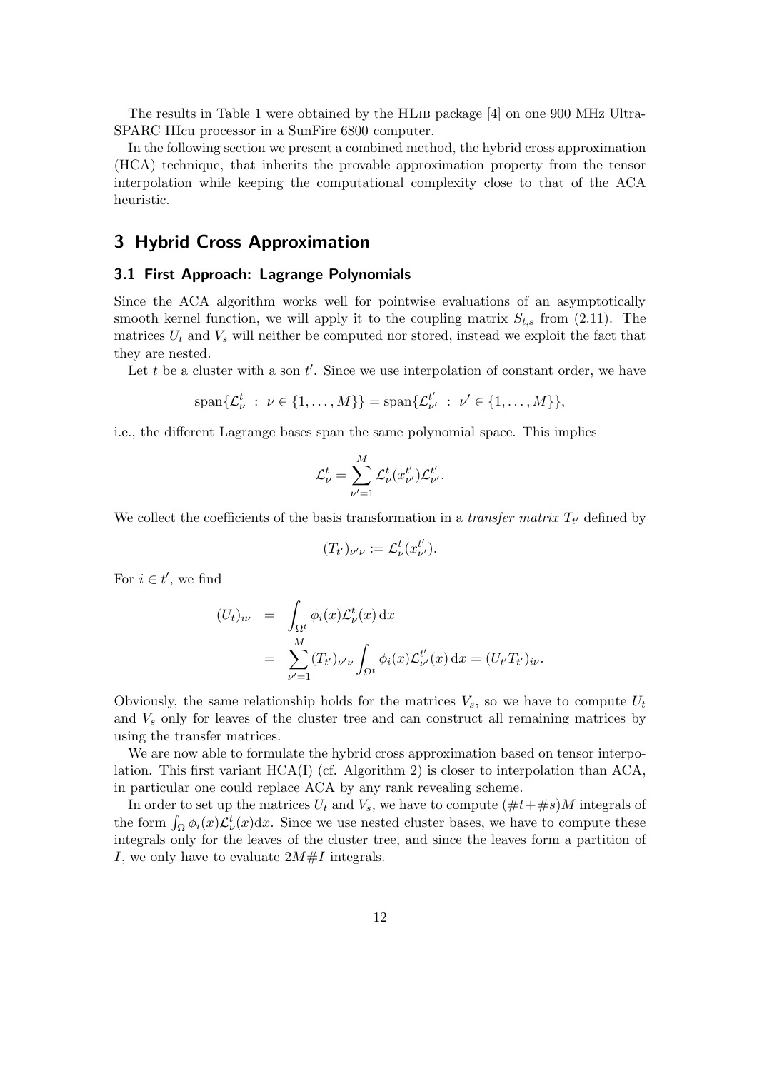The results in Table 1 were obtained by the HLib package [4] on one 900 MHz UltraSPARC IIIcu processor in a SunFire 6800 computer.

In the following section we present a combined method, the hybrid cross approximation (HCA) technique, that inherits the provable approximation property from the tensor interpolation while keeping the computational complexity close to that of the ACA heuristic.

## 3 Hybrid Cross Approximation

### 3.1 First Approach: Lagrange Polynomials

Since the ACA algorithm works well for pointwise evaluations of an asymptotically smooth kernel function, we will apply it to the coupling matrix $S_{t,s}$ from (2.11). The matrices $U_t$ and $V_s$ will neither be computed nor stored, instead we exploit the fact that they are nested.

Let $t$ be a cluster with a son $t'$. Since we use interpolation of constant order, we have

$$\operatorname{span}\{\mathcal{L}^t_\nu \;:\; \nu \in \{1,\dots,M\}\} = \operatorname{span}\{\mathcal{L}^{t'}_{\nu'} \;:\; \nu' \in \{1,\dots,M\}\},$$

i.e., the different Lagrange bases span the same polynomial space. This implies

$$\mathcal{L}^t_\nu = \sum_{\nu'=1}^{M} \mathcal{L}^t_\nu(x^{t'}_{\nu'})\mathcal{L}^{t'}_{\nu'}.$$

We collect the coefficients of the basis transformation in a *transfer matrix* $T_{t'}$ defined by

$$(T_{t'})_{\nu'\nu} := \mathcal{L}^t_\nu(x^{t'}_{\nu'}).$$

For $i \in t'$, we find

$$\begin{aligned}
(U_t)_{i\nu} &= \int_{\Omega^t} \phi_i(x)\mathcal{L}^t_\nu(x)\,\mathrm{d}x \\
&= \sum_{\nu'=1}^{M} (T_{t'})_{\nu'\nu} \int_{\Omega^t} \phi_i(x)\mathcal{L}^{t'}_{\nu'}(x)\,\mathrm{d}x = (U_{t'}T_{t'})_{i\nu}.
\end{aligned}$$

Obviously, the same relationship holds for the matrices $V_s$, so we have to compute $U_t$ and $V_s$ only for leaves of the cluster tree and can construct all remaining matrices by using the transfer matrices.

We are now able to formulate the hybrid cross approximation based on tensor interpolation. This first variant HCA(I) (cf. Algorithm 2) is closer to interpolation than ACA, in particular one could replace ACA by any rank revealing scheme.

In order to set up the matrices $U_t$ and $V_s$, we have to compute $(\#t + \#s)M$ integrals of the form $\int_\Omega \phi_i(x)\mathcal{L}^t_\nu(x)\mathrm{d}x$. Since we use nested cluster bases, we have to compute these integrals only for the leaves of the cluster tree, and since the leaves form a partition of $I$, we only have to evaluate $2M\#I$ integrals.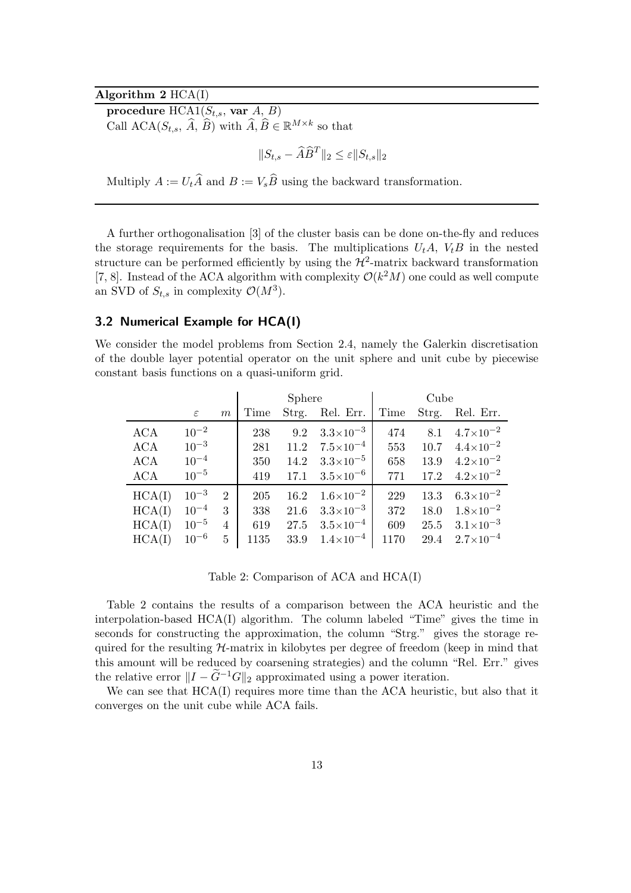**Algorithm 2** HCA(I)

**procedure** HCA1($S_{t,s}$, **var** $A$, $B$)

Call ACA($S_{t,s}$, $\widehat{A}$, $\widehat{B}$) with $\widehat{A}, \widehat{B} \in \mathbb{R}^{M \times k}$ so that

$$\|S_{t,s} - \widehat{A}\widehat{B}^T\|_2 \leq \varepsilon \|S_{t,s}\|_2$$

Multiply $A := U_t\widehat{A}$ and $B := V_s\widehat{B}$ using the backward transformation.

---

A further orthogonalisation [3] of the cluster basis can be done on-the-fly and reduces the storage requirements for the basis. The multiplications $U_tA$, $V_tB$ in the nested structure can be performed efficiently by using the $\mathcal{H}^2$-matrix backward transformation [7, 8]. Instead of the ACA algorithm with complexity $\mathcal{O}(k^2M)$ one could as well compute an SVD of $S_{t,s}$ in complexity $\mathcal{O}(M^3)$.

## 3.2 Numerical Example for HCA(I)

We consider the model problems from Section 2.4, namely the Galerkin discretisation of the double layer potential operator on the unit sphere and unit cube by piecewise constant basis functions on a quasi-uniform grid.

| | | | Sphere | | | Cube | | |
|---|---|---|---|---|---|---|---|---|
| | $\varepsilon$ | $m$ | Time | Strg. | Rel. Err. | Time | Strg. | Rel. Err. |
| ACA | $10^{-2}$ | | 238 | 9.2 | $3.3\times10^{-3}$ | 474 | 8.1 | $4.7\times10^{-2}$ |
| ACA | $10^{-3}$ | | 281 | 11.2 | $7.5\times10^{-4}$ | 553 | 10.7 | $4.4\times10^{-2}$ |
| ACA | $10^{-4}$ | | 350 | 14.2 | $3.3\times10^{-5}$ | 658 | 13.9 | $4.2\times10^{-2}$ |
| ACA | $10^{-5}$ | | 419 | 17.1 | $3.5\times10^{-6}$ | 771 | 17.2 | $4.2\times10^{-2}$ |
| HCA(I) | $10^{-3}$ | 2 | 205 | 16.2 | $1.6\times10^{-2}$ | 229 | 13.3 | $6.3\times10^{-2}$ |
| HCA(I) | $10^{-4}$ | 3 | 338 | 21.6 | $3.3\times10^{-3}$ | 372 | 18.0 | $1.8\times10^{-2}$ |
| HCA(I) | $10^{-5}$ | 4 | 619 | 27.5 | $3.5\times10^{-4}$ | 609 | 25.5 | $3.1\times10^{-3}$ |
| HCA(I) | $10^{-6}$ | 5 | 1135 | 33.9 | $1.4\times10^{-4}$ | 1170 | 29.4 | $2.7\times10^{-4}$ |

Table 2: Comparison of ACA and HCA(I)

Table 2 contains the results of a comparison between the ACA heuristic and the interpolation-based HCA(I) algorithm. The column labeled "Time" gives the time in seconds for constructing the approximation, the column "Strg." gives the storage required for the resulting $\mathcal{H}$-matrix in kilobytes per degree of freedom (keep in mind that this amount will be reduced by coarsening strategies) and the column "Rel. Err." gives the relative error $\|I - \widetilde{G}^{-1}G\|_2$ approximated using a power iteration.

We can see that HCA(I) requires more time than the ACA heuristic, but also that it converges on the unit cube while ACA fails.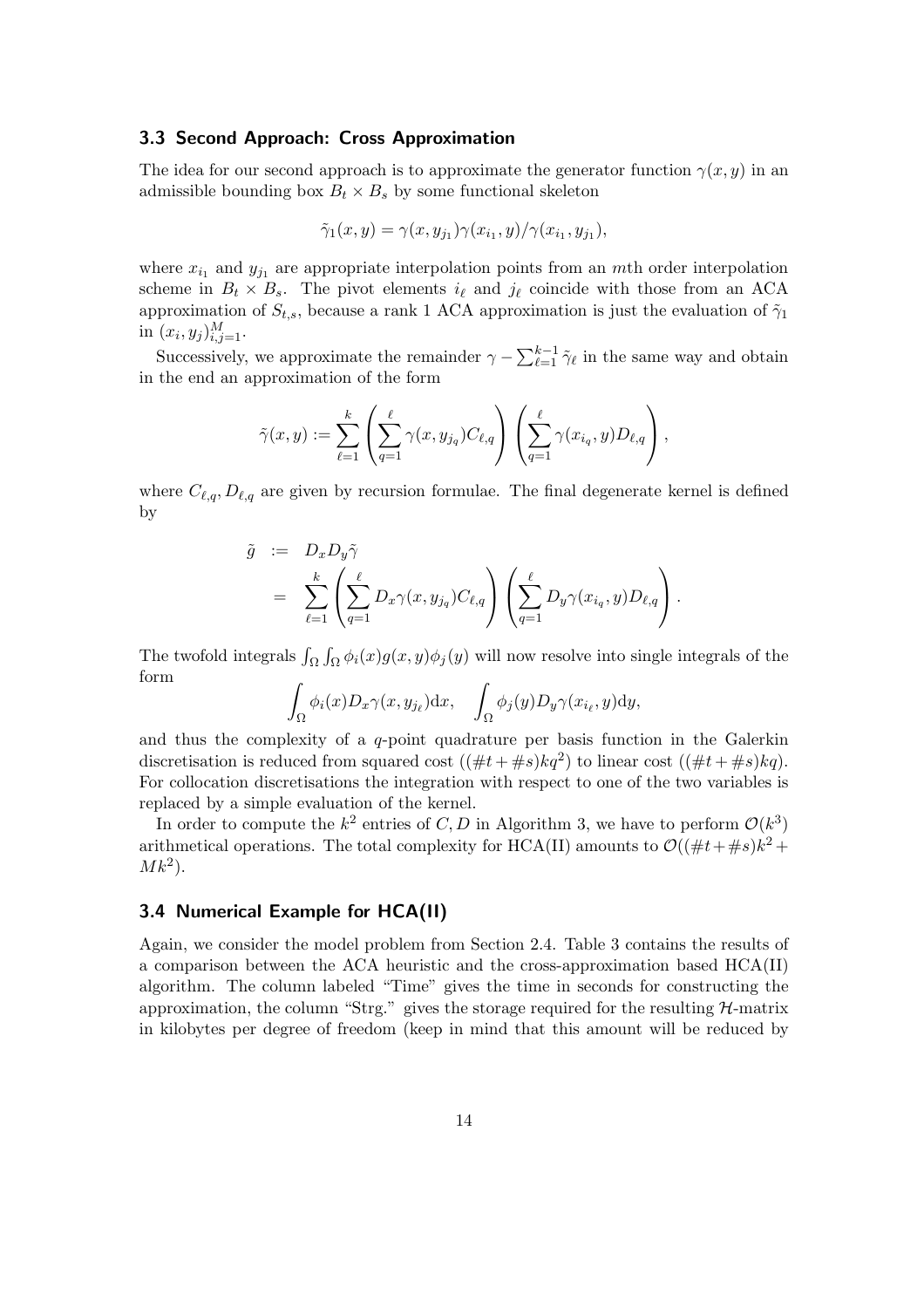### 3.3 Second Approach: Cross Approximation

The idea for our second approach is to approximate the generator function $\gamma(x,y)$ in an admissible bounding box $B_t \times B_s$ by some functional skeleton

$$\tilde{\gamma}_1(x,y) = \gamma(x,y_{j_1})\gamma(x_{i_1},y)/\gamma(x_{i_1},y_{j_1}),$$

where $x_{i_1}$ and $y_{j_1}$ are appropriate interpolation points from an $m$th order interpolation scheme in $B_t \times B_s$. The pivot elements $i_\ell$ and $j_\ell$ coincide with those from an ACA approximation of $S_{t,s}$, because a rank 1 ACA approximation is just the evaluation of $\tilde{\gamma}_1$ in $(x_i, y_j)_{i,j=1}^M$.

Successively, we approximate the remainder $\gamma - \sum_{\ell=1}^{k-1} \tilde{\gamma}_\ell$ in the same way and obtain in the end an approximation of the form

$$\tilde{\gamma}(x,y) := \sum_{\ell=1}^{k} \left( \sum_{q=1}^{\ell} \gamma(x, y_{j_q}) C_{\ell,q} \right) \left( \sum_{q=1}^{\ell} \gamma(x_{i_q}, y) D_{\ell,q} \right),$$

where $C_{\ell,q}, D_{\ell,q}$ are given by recursion formulae. The final degenerate kernel is defined by

$$\begin{aligned}
\tilde{g} &:= D_x D_y \tilde{\gamma} \\
&= \sum_{\ell=1}^{k} \left( \sum_{q=1}^{\ell} D_x \gamma(x, y_{j_q}) C_{\ell,q} \right) \left( \sum_{q=1}^{\ell} D_y \gamma(x_{i_q}, y) D_{\ell,q} \right).
\end{aligned}$$

The twofold integrals $\int_\Omega \int_\Omega \phi_i(x) g(x,y) \phi_j(y)$ will now resolve into single integrals of the form

$$\int_\Omega \phi_i(x) D_x \gamma(x, y_{j_\ell}) \mathrm{d}x, \quad \int_\Omega \phi_j(y) D_y \gamma(x_{i_\ell}, y) \mathrm{d}y,$$

and thus the complexity of a $q$-point quadrature per basis function in the Galerkin discretisation is reduced from squared cost $((\#t + \#s)kq^2)$ to linear cost $((\#t + \#s)kq)$. For collocation discretisations the integration with respect to one of the two variables is replaced by a simple evaluation of the kernel.

In order to compute the $k^2$ entries of $C, D$ in Algorithm 3, we have to perform $\mathcal{O}(k^3)$ arithmetical operations. The total complexity for HCA(II) amounts to $\mathcal{O}((\#t + \#s)k^2 + Mk^2)$.

### 3.4 Numerical Example for HCA(II)

Again, we consider the model problem from Section 2.4. Table 3 contains the results of a comparison between the ACA heuristic and the cross-approximation based HCA(II) algorithm. The column labeled "Time" gives the time in seconds for constructing the approximation, the column "Strg." gives the storage required for the resulting $\mathcal{H}$-matrix in kilobytes per degree of freedom (keep in mind that this amount will be reduced by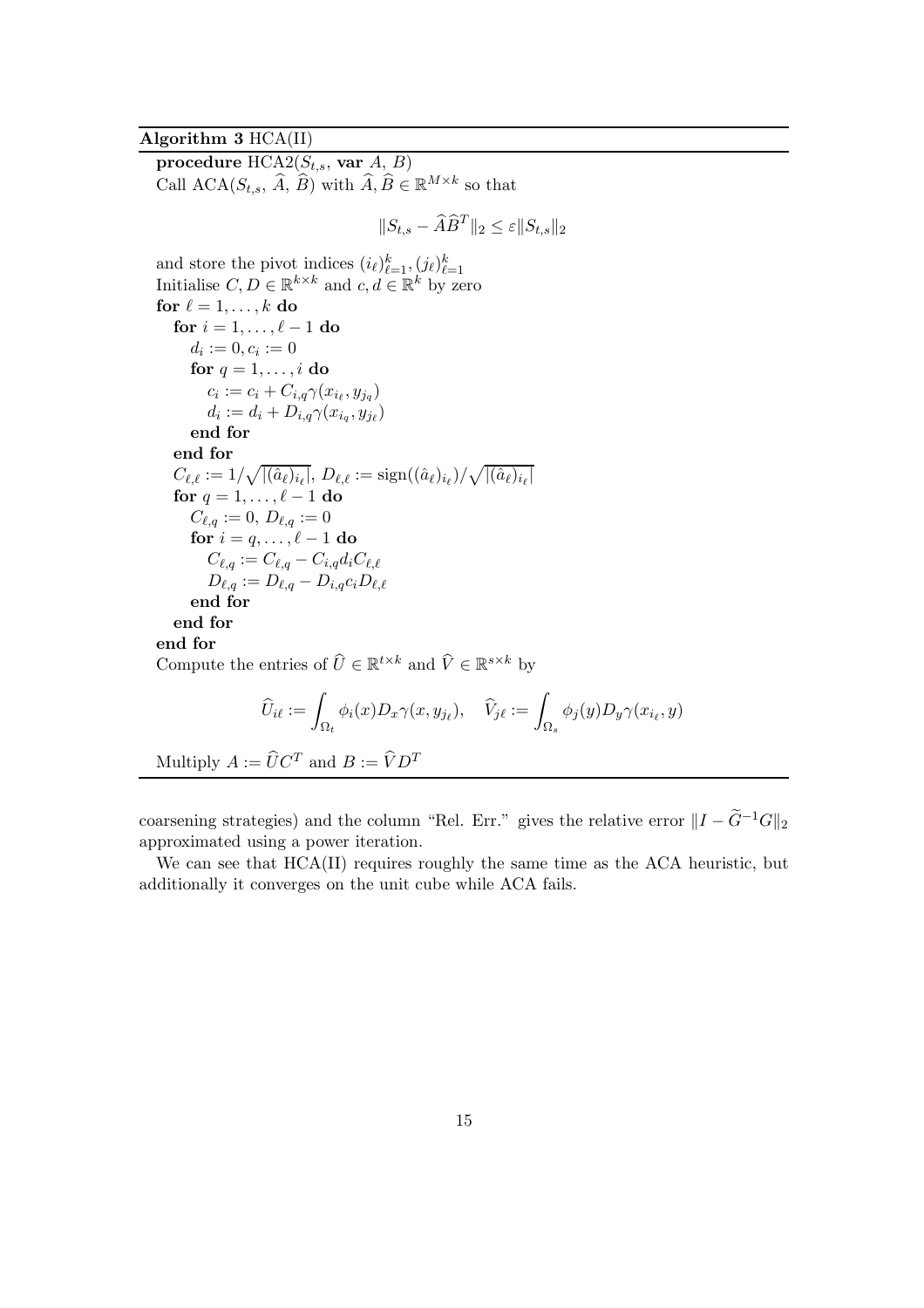**Algorithm 3** HCA(II)

```
procedure HCA2(S_{t,s}, var A, B)
Call ACA(S_{t,s}, Â, B̂) with Â, B̂ ∈ ℝ^{M×k} so that

        ‖S_{t,s} − ÂB̂^T‖_2 ≤ ε‖S_{t,s}‖_2

and store the pivot indices (i_ℓ)_{ℓ=1}^k, (j_ℓ)_{ℓ=1}^k
Initialise C, D ∈ ℝ^{k×k} and c, d ∈ ℝ^k by zero
for ℓ = 1, ..., k do
   for i = 1, ..., ℓ − 1 do
      d_i := 0, c_i := 0
      for q = 1, ..., i do
         c_i := c_i + C_{i,q} γ(x_{i_ℓ}, y_{j_q})
         d_i := d_i + D_{i,q} γ(x_{i_q}, y_{j_ℓ})
      end for
   end for
   C_{ℓ,ℓ} := 1/sqrt(|(â_ℓ)_{i_ℓ}|), D_{ℓ,ℓ} := sign((â_ℓ)_{i_ℓ})/sqrt(|(â_ℓ)_{i_ℓ}|)
   for q = 1, ..., ℓ − 1 do
      C_{ℓ,q} := 0, D_{ℓ,q} := 0
      for i = q, ..., ℓ − 1 do
         C_{ℓ,q} := C_{ℓ,q} − C_{i,q} d_i C_{ℓ,ℓ}
         D_{ℓ,q} := D_{ℓ,q} − D_{i,q} c_i D_{ℓ,ℓ}
      end for
   end for
end for
Compute the entries of Û ∈ ℝ^{t×k} and V̂ ∈ ℝ^{s×k} by

   Û_{iℓ} := ∫_{Ω_t} φ_i(x) D_x γ(x, y_{j_ℓ}),   V̂_{jℓ} := ∫_{Ω_s} φ_j(y) D_y γ(x_{i_ℓ}, y)

Multiply A := Û C^T and B := V̂ D^T
```

coarsening strategies) and the column "Rel. Err." gives the relative error $\|I - \widetilde{G}^{-1}G\|_2$ approximated using a power iteration.

We can see that HCA(II) requires roughly the same time as the ACA heuristic, but additionally it converges on the unit cube while ACA fails.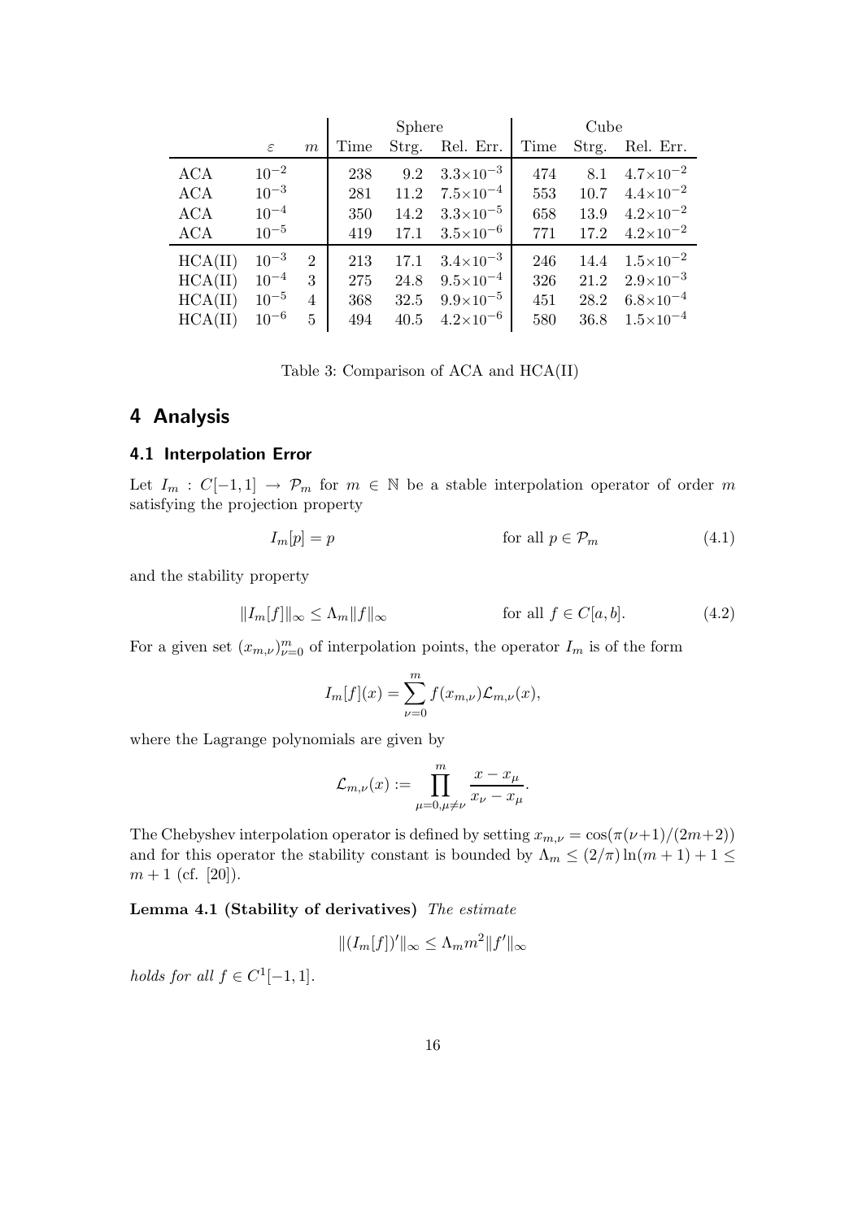| | $\varepsilon$ | $m$ | Sphere | | | Cube | | |
|---|---|---|---|---|---|---|---|---|
| | | | Time | Strg. | Rel. Err. | Time | Strg. | Rel. Err. |
| ACA | $10^{-2}$ | | 238 | 9.2 | $3.3\times10^{-3}$ | 474 | 8.1 | $4.7\times10^{-2}$ |
| ACA | $10^{-3}$ | | 281 | 11.2 | $7.5\times10^{-4}$ | 553 | 10.7 | $4.4\times10^{-2}$ |
| ACA | $10^{-4}$ | | 350 | 14.2 | $3.3\times10^{-5}$ | 658 | 13.9 | $4.2\times10^{-2}$ |
| ACA | $10^{-5}$ | | 419 | 17.1 | $3.5\times10^{-6}$ | 771 | 17.2 | $4.2\times10^{-2}$ |
| HCA(II) | $10^{-3}$ | 2 | 213 | 17.1 | $3.4\times10^{-3}$ | 246 | 14.4 | $1.5\times10^{-2}$ |
| HCA(II) | $10^{-4}$ | 3 | 275 | 24.8 | $9.5\times10^{-4}$ | 326 | 21.2 | $2.9\times10^{-3}$ |
| HCA(II) | $10^{-5}$ | 4 | 368 | 32.5 | $9.9\times10^{-5}$ | 451 | 28.2 | $6.8\times10^{-4}$ |
| HCA(II) | $10^{-6}$ | 5 | 494 | 40.5 | $4.2\times10^{-6}$ | 580 | 36.8 | $1.5\times10^{-4}$ |

Table 3: Comparison of ACA and HCA(II)

# 4 Analysis

## 4.1 Interpolation Error

Let $I_m : C[-1,1] \to \mathcal{P}_m$ for $m \in \mathbb{N}$ be a stable interpolation operator of order $m$ satisfying the projection property

$$I_m[p] = p \qquad \text{for all } p \in \mathcal{P}_m \tag{4.1}$$

and the stability property

$$\|I_m[f]\|_\infty \leq \Lambda_m \|f\|_\infty \qquad \text{for all } f \in C[a,b]. \tag{4.2}$$

For a given set $(x_{m,\nu})_{\nu=0}^m$ of interpolation points, the operator $I_m$ is of the form

$$I_m[f](x) = \sum_{\nu=0}^{m} f(x_{m,\nu}) \mathcal{L}_{m,\nu}(x),$$

where the Lagrange polynomials are given by

$$\mathcal{L}_{m,\nu}(x) := \prod_{\mu=0,\mu\neq\nu}^{m} \frac{x - x_\mu}{x_\nu - x_\mu}.$$

The Chebyshev interpolation operator is defined by setting $x_{m,\nu} = \cos(\pi(\nu+1)/(2m+2))$ and for this operator the stability constant is bounded by $\Lambda_m \leq (2/\pi)\ln(m+1) + 1 \leq m+1$ (cf. [20]).

**Lemma 4.1 (Stability of derivatives)** *The estimate*

$$\|(I_m[f])'\|_\infty \leq \Lambda_m m^2 \|f'\|_\infty$$

*holds for all* $f \in C^1[-1,1]$.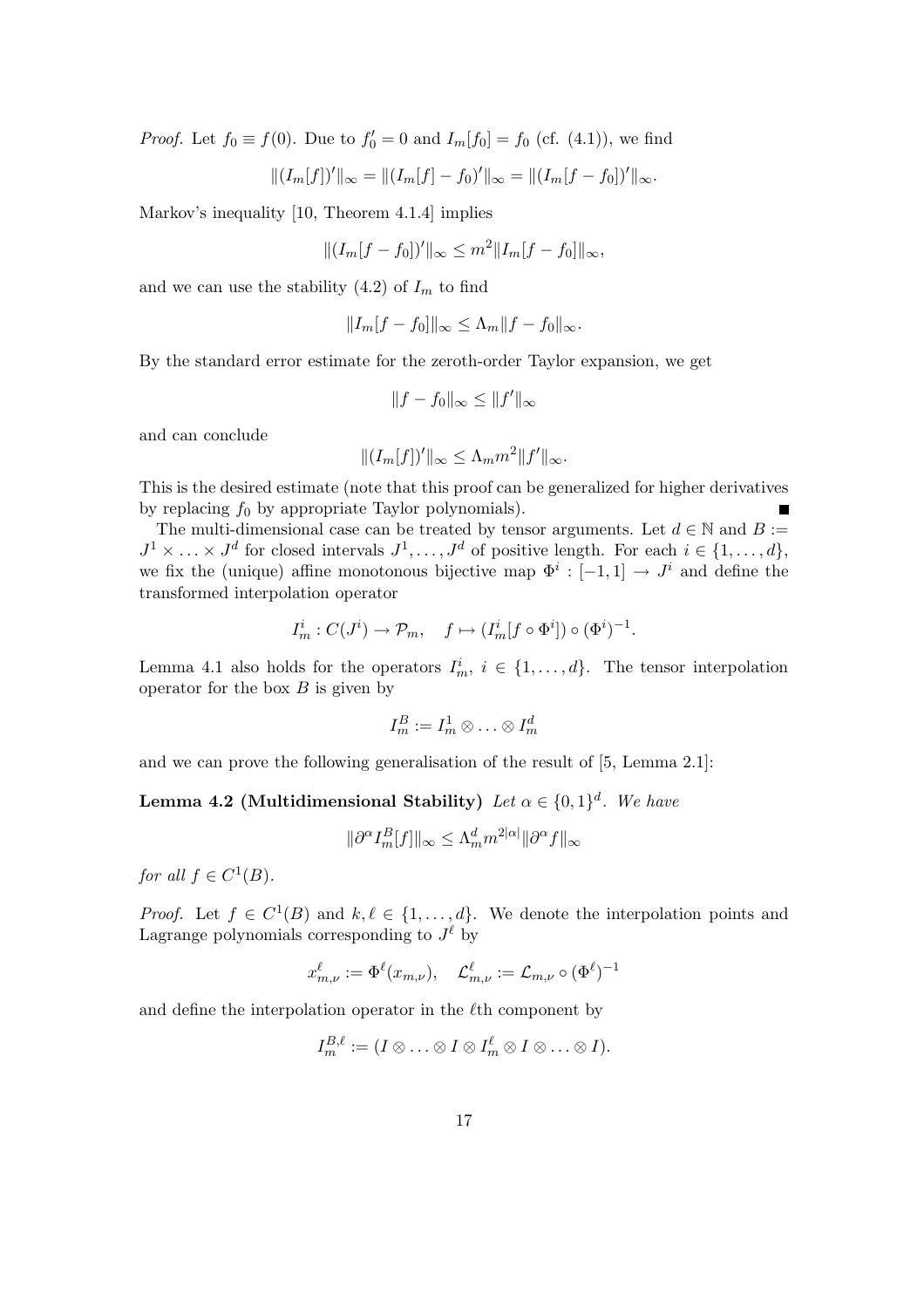*Proof.* Let $f_0 \equiv f(0)$. Due to $f_0' = 0$ and $I_m[f_0] = f_0$ (cf. (4.1)), we find

$$\|(I_m[f])'\|_\infty = \|(I_m[f] - f_0)'\|_\infty = \|(I_m[f - f_0])'\|_\infty.$$

Markov's inequality [10, Theorem 4.1.4] implies

$$\|(I_m[f - f_0])'\|_\infty \leq m^2 \|I_m[f - f_0]\|_\infty,$$

and we can use the stability (4.2) of $I_m$ to find

$$\|I_m[f - f_0]\|_\infty \leq \Lambda_m \|f - f_0\|_\infty.$$

By the standard error estimate for the zeroth-order Taylor expansion, we get

$$\|f - f_0\|_\infty \leq \|f'\|_\infty$$

and can conclude

$$\|(I_m[f])'\|_\infty \leq \Lambda_m m^2 \|f'\|_\infty.$$

This is the desired estimate (note that this proof can be generalized for higher derivatives by replacing $f_0$ by appropriate Taylor polynomials). ∎

The multi-dimensional case can be treated by tensor arguments. Let $d \in \mathbb{N}$ and $B := J^1 \times \ldots \times J^d$ for closed intervals $J^1, \ldots, J^d$ of positive length. For each $i \in \{1, \ldots, d\}$, we fix the (unique) affine monotonous bijective map $\Phi^i : [-1, 1] \to J^i$ and define the transformed interpolation operator

$$I_m^i : C(J^i) \to \mathcal{P}_m, \quad f \mapsto (I_m^i[f \circ \Phi^i]) \circ (\Phi^i)^{-1}.$$

Lemma 4.1 also holds for the operators $I_m^i$, $i \in \{1, \ldots, d\}$. The tensor interpolation operator for the box $B$ is given by

$$I_m^B := I_m^1 \otimes \ldots \otimes I_m^d$$

and we can prove the following generalisation of the result of [5, Lemma 2.1]:

**Lemma 4.2 (Multidimensional Stability)** *Let $\alpha \in \{0, 1\}^d$. We have*

$$\|\partial^\alpha I_m^B[f]\|_\infty \leq \Lambda_m^d m^{2|\alpha|} \|\partial^\alpha f\|_\infty$$

*for all $f \in C^1(B)$.*

*Proof.* Let $f \in C^1(B)$ and $k, \ell \in \{1, \ldots, d\}$. We denote the interpolation points and Lagrange polynomials corresponding to $J^\ell$ by

$$x_{m,\nu}^\ell := \Phi^\ell(x_{m,\nu}), \quad \mathcal{L}_{m,\nu}^\ell := \mathcal{L}_{m,\nu} \circ (\Phi^\ell)^{-1}$$

and define the interpolation operator in the $\ell$th component by

$$I_m^{B,\ell} := (I \otimes \ldots \otimes I \otimes I_m^\ell \otimes I \otimes \ldots \otimes I).$$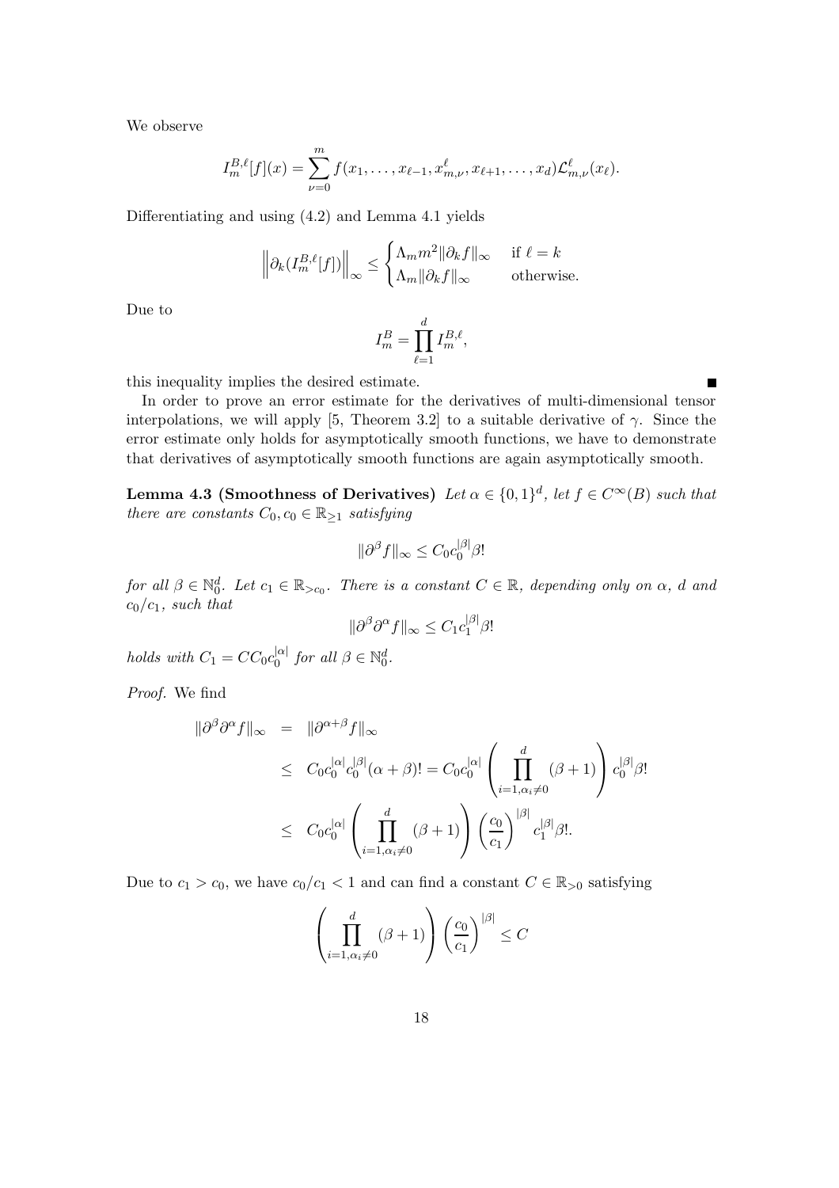We observe

$$I_m^{B,\ell}[f](x) = \sum_{\nu=0}^{m} f(x_1, \ldots, x_{\ell-1}, x_{m,\nu}^{\ell}, x_{\ell+1}, \ldots, x_d)\mathcal{L}_{m,\nu}^{\ell}(x_\ell).$$

Differentiating and using (4.2) and Lemma 4.1 yields

$$\left\| \partial_k (I_m^{B,\ell}[f]) \right\|_\infty \leq \begin{cases} \Lambda_m m^2 \|\partial_k f\|_\infty & \text{if } \ell = k \\ \Lambda_m \|\partial_k f\|_\infty & \text{otherwise.} \end{cases}$$

Due to

$$I_m^B = \prod_{\ell=1}^{d} I_m^{B,\ell},$$

this inequality implies the desired estimate. ∎

In order to prove an error estimate for the derivatives of multi-dimensional tensor interpolations, we will apply [5, Theorem 3.2] to a suitable derivative of $\gamma$. Since the error estimate only holds for asymptotically smooth functions, we have to demonstrate that derivatives of asymptotically smooth functions are again asymptotically smooth.

**Lemma 4.3 (Smoothness of Derivatives)** *Let $\alpha \in \{0,1\}^d$, let $f \in C^\infty(B)$ such that there are constants $C_0, c_0 \in \mathbb{R}_{\geq 1}$ satisfying*

$$\|\partial^\beta f\|_\infty \leq C_0 c_0^{|\beta|} \beta!$$

*for all $\beta \in \mathbb{N}_0^d$. Let $c_1 \in \mathbb{R}_{>c_0}$. There is a constant $C \in \mathbb{R}$, depending only on $\alpha$, $d$ and $c_0/c_1$, such that*

$$\|\partial^\beta \partial^\alpha f\|_\infty \leq C_1 c_1^{|\beta|} \beta!$$

*holds with $C_1 = C C_0 c_0^{|\alpha|}$ for all $\beta \in \mathbb{N}_0^d$.*

*Proof.* We find

$$\begin{aligned} \|\partial^\beta \partial^\alpha f\|_\infty &= \|\partial^{\alpha+\beta} f\|_\infty \\ &\leq C_0 c_0^{|\alpha|} c_0^{|\beta|} (\alpha+\beta)! = C_0 c_0^{|\alpha|} \left( \prod_{i=1, \alpha_i \neq 0}^{d} (\beta+1) \right) c_0^{|\beta|} \beta! \\ &\leq C_0 c_0^{|\alpha|} \left( \prod_{i=1, \alpha_i \neq 0}^{d} (\beta+1) \right) \left( \frac{c_0}{c_1} \right)^{|\beta|} c_1^{|\beta|} \beta!. \end{aligned}$$

Due to $c_1 > c_0$, we have $c_0/c_1 < 1$ and can find a constant $C \in \mathbb{R}_{>0}$ satisfying

$$\left( \prod_{i=1, \alpha_i \neq 0}^{d} (\beta+1) \right) \left( \frac{c_0}{c_1} \right)^{|\beta|} \leq C$$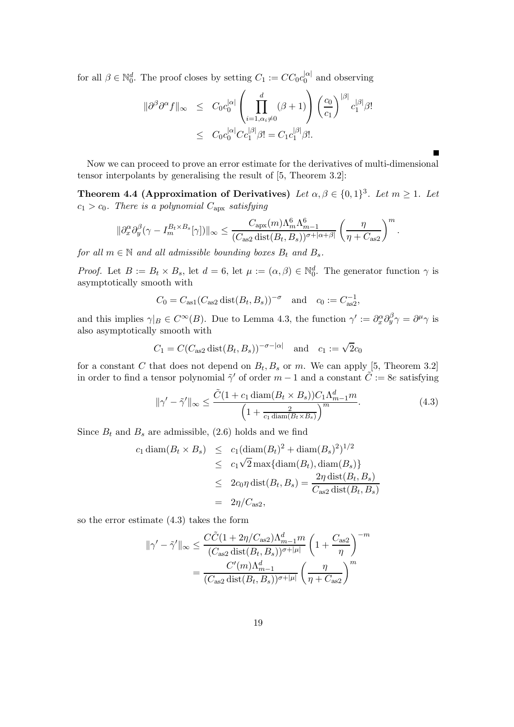for all $\beta \in \mathbb{N}_0^d$. The proof closes by setting $C_1 := CC_0 c_0^{|\alpha|}$ and observing

$$
\begin{aligned}
\|\partial^\beta \partial^\alpha f\|_\infty &\leq C_0 c_0^{|\alpha|} \left( \prod_{i=1,\alpha_i \neq 0}^{d} (\beta+1) \right) \left(\frac{c_0}{c_1}\right)^{|\beta|} c_1^{|\beta|} \beta! \\
&\leq C_0 c_0^{|\alpha|} C c_1^{|\beta|} \beta! = C_1 c_1^{|\beta|} \beta!.
\end{aligned}
$$

■

Now we can proceed to prove an error estimate for the derivatives of multi-dimensional tensor interpolants by generalising the result of [5, Theorem 3.2]:

**Theorem 4.4 (Approximation of Derivatives)** *Let $\alpha, \beta \in \{0,1\}^3$. Let $m \geq 1$. Let $c_1 > c_0$. There is a polynomial $C_{\text{apx}}$ satisfying*

$$
\|\partial_x^\alpha \partial_y^\beta (\gamma - I_m^{B_t \times B_s}[\gamma])\|_\infty \leq \frac{C_{\text{apx}}(m) \Lambda_m^6 \Lambda_{m-1}^6}{(C_{\text{as2}} \operatorname{dist}(B_t, B_s))^{\sigma + |\alpha+\beta|}} \left(\frac{\eta}{\eta + C_{\text{as2}}}\right)^m.
$$

*for all $m \in \mathbb{N}$ and all admissible bounding boxes $B_t$ and $B_s$.*

*Proof.* Let $B := B_t \times B_s$, let $d = 6$, let $\mu := (\alpha, \beta) \in \mathbb{N}_0^d$. The generator function $\gamma$ is asymptotically smooth with

$$
C_0 = C_{\text{as1}} (C_{\text{as2}} \operatorname{dist}(B_t, B_s))^{-\sigma} \quad \text{and} \quad c_0 := C_{\text{as2}}^{-1},
$$

and this implies $\gamma|_B \in C^\infty(B)$. Due to Lemma 4.3, the function $\gamma' := \partial_x^\alpha \partial_y^\beta \gamma = \partial^\mu \gamma$ is also asymptotically smooth with

$$
C_1 = C(C_{\text{as2}} \operatorname{dist}(B_t, B_s))^{-\sigma - |\alpha|} \quad \text{and} \quad c_1 := \sqrt{2} c_0
$$

for a constant $C$ that does not depend on $B_t, B_s$ or $m$. We can apply [5, Theorem 3.2] in order to find a tensor polynomial $\tilde{\gamma}'$ of order $m-1$ and a constant $\tilde{C} := 8e$ satisfying

$$
\|\gamma' - \tilde{\gamma}'\|_\infty \leq \frac{\tilde{C}(1 + c_1 \operatorname{diam}(B_t \times B_s)) C_1 \Lambda_{m-1}^d m}{\left(1 + \frac{2}{c_1 \operatorname{diam}(B_t \times B_s)}\right)^m}. \tag{4.3}
$$

Since $B_t$ and $B_s$ are admissible, (2.6) holds and we find

$$
\begin{aligned}
c_1 \operatorname{diam}(B_t \times B_s) &\leq c_1 (\operatorname{diam}(B_t)^2 + \operatorname{diam}(B_s)^2)^{1/2} \\
&\leq c_1 \sqrt{2} \max\{\operatorname{diam}(B_t), \operatorname{diam}(B_s)\} \\
&\leq 2 c_0 \eta \operatorname{dist}(B_t, B_s) = \frac{2\eta \operatorname{dist}(B_t, B_s)}{C_{\text{as2}} \operatorname{dist}(B_t, B_s)} \\
&= 2\eta / C_{\text{as2}},
\end{aligned}
$$

so the error estimate (4.3) takes the form

$$
\begin{aligned}
\|\gamma' - \tilde{\gamma}'\|_\infty &\leq \frac{C\tilde{C}(1 + 2\eta/C_{\text{as2}}) \Lambda_{m-1}^d m}{(C_{\text{as2}} \operatorname{dist}(B_t, B_s))^{\sigma + |\mu|}} \left(1 + \frac{C_{\text{as2}}}{\eta}\right)^{-m} \\
&= \frac{C'(m) \Lambda_{m-1}^d}{(C_{\text{as2}} \operatorname{dist}(B_t, B_s))^{\sigma + |\mu|}} \left(\frac{\eta}{\eta + C_{\text{as2}}}\right)^m
\end{aligned}
$$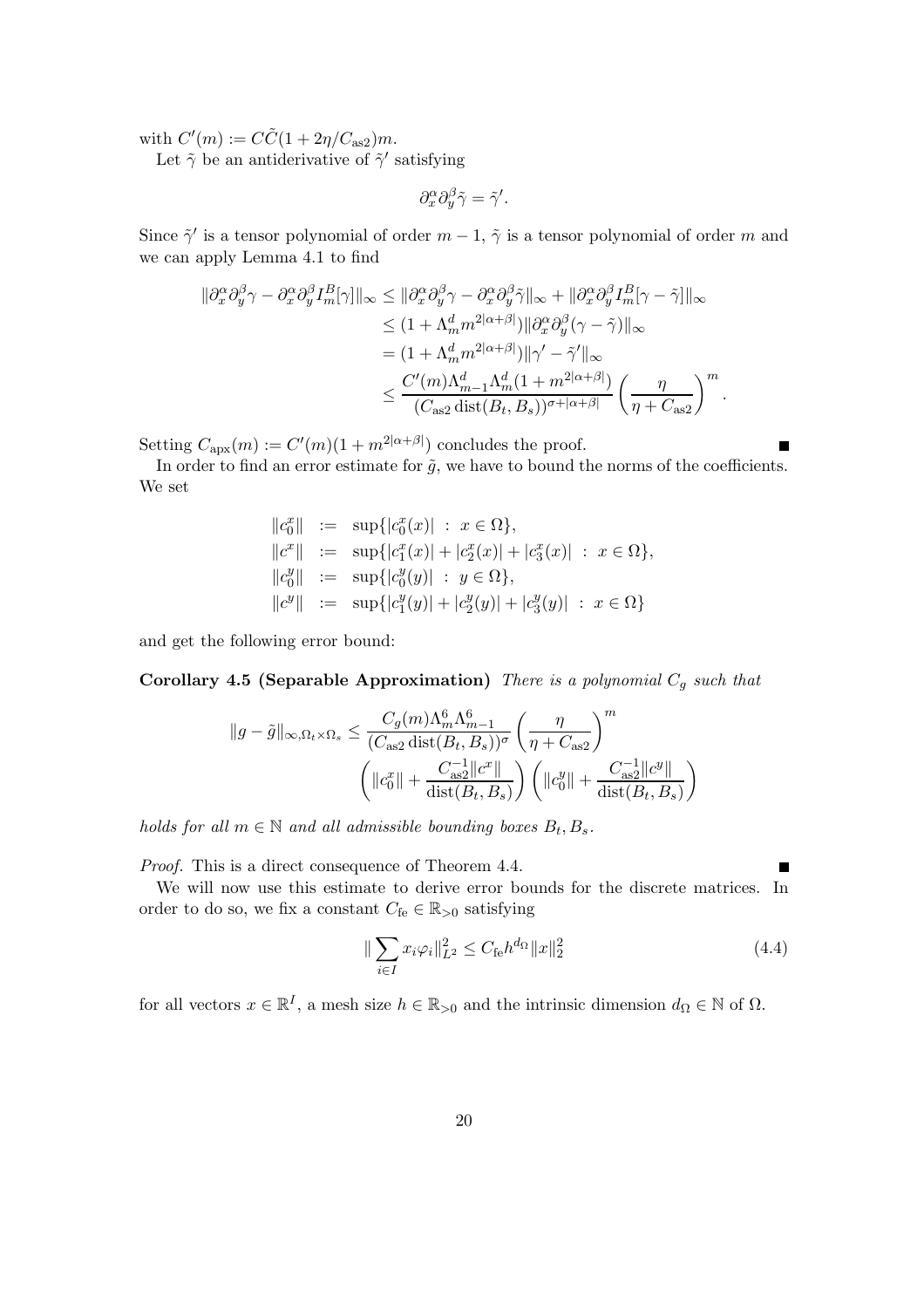with $C'(m) := C\tilde{C}(1 + 2\eta/C_{\rm as2})m$.

Let $\tilde{\gamma}$ be an antiderivative of $\tilde{\gamma}'$ satisfying

$$\partial_x^\alpha \partial_y^\beta \tilde{\gamma} = \tilde{\gamma}'.$$

Since $\tilde{\gamma}'$ is a tensor polynomial of order $m-1$, $\tilde{\gamma}$ is a tensor polynomial of order $m$ and we can apply Lemma 4.1 to find

$$\begin{aligned}
\|\partial_x^\alpha \partial_y^\beta \gamma - \partial_x^\alpha \partial_y^\beta I_m^B[\gamma]\|_\infty &\leq \|\partial_x^\alpha \partial_y^\beta \gamma - \partial_x^\alpha \partial_y^\beta \tilde{\gamma}\|_\infty + \|\partial_x^\alpha \partial_y^\beta I_m^B[\gamma - \tilde{\gamma}]\|_\infty \\
&\leq (1 + \Lambda_m^d m^{2|\alpha+\beta|}) \|\partial_x^\alpha \partial_y^\beta (\gamma - \tilde{\gamma})\|_\infty \\
&= (1 + \Lambda_m^d m^{2|\alpha+\beta|}) \|\gamma' - \tilde{\gamma}'\|_\infty \\
&\leq \frac{C'(m) \Lambda_{m-1}^d \Lambda_m^d (1 + m^{2|\alpha+\beta|})}{(C_{\rm as2} \operatorname{dist}(B_t, B_s))^{\sigma + |\alpha+\beta|}} \left( \frac{\eta}{\eta + C_{\rm as2}} \right)^m.
\end{aligned}$$

Setting $C_{\rm apx}(m) := C'(m)(1 + m^{2|\alpha+\beta|})$ concludes the proof. ∎

In order to find an error estimate for $\tilde{g}$, we have to bound the norms of the coefficients. We set

$$\begin{aligned}
\|c_0^x\| &:= \sup\{|c_0^x(x)| \ : \ x \in \Omega\}, \\
\|c^x\| &:= \sup\{|c_1^x(x)| + |c_2^x(x)| + |c_3^x(x)| \ : \ x \in \Omega\}, \\
\|c_0^y\| &:= \sup\{|c_0^y(y)| \ : \ y \in \Omega\}, \\
\|c^y\| &:= \sup\{|c_1^y(y)| + |c_2^y(y)| + |c_3^y(y)| \ : \ x \in \Omega\}
\end{aligned}$$

and get the following error bound:

**Corollary 4.5 (Separable Approximation)** *There is a polynomial $C_g$ such that*

$$\begin{aligned}
\|g - \tilde{g}\|_{\infty, \Omega_t \times \Omega_s} \leq \frac{C_g(m) \Lambda_m^6 \Lambda_{m-1}^6}{(C_{\rm as2} \operatorname{dist}(B_t, B_s))^\sigma} \left( \frac{\eta}{\eta + C_{\rm as2}} \right)^m \\
\left( \|c_0^x\| + \frac{C_{\rm as2}^{-1} \|c^x\|}{\operatorname{dist}(B_t, B_s)} \right) \left( \|c_0^y\| + \frac{C_{\rm as2}^{-1} \|c^y\|}{\operatorname{dist}(B_t, B_s)} \right)
\end{aligned}$$

*holds for all $m \in \mathbb{N}$ and all admissible bounding boxes $B_t, B_s$.*

*Proof.* This is a direct consequence of Theorem 4.4. ∎

We will now use this estimate to derive error bounds for the discrete matrices. In order to do so, we fix a constant $C_{\rm fe} \in \mathbb{R}_{>0}$ satisfying

$$\|\sum_{i \in I} x_i \varphi_i\|_{L^2}^2 \leq C_{\rm fe} h^{d_\Omega} \|x\|_2^2 \tag{4.4}$$

for all vectors $x \in \mathbb{R}^I$, a mesh size $h \in \mathbb{R}_{>0}$ and the intrinsic dimension $d_\Omega \in \mathbb{N}$ of $\Omega$.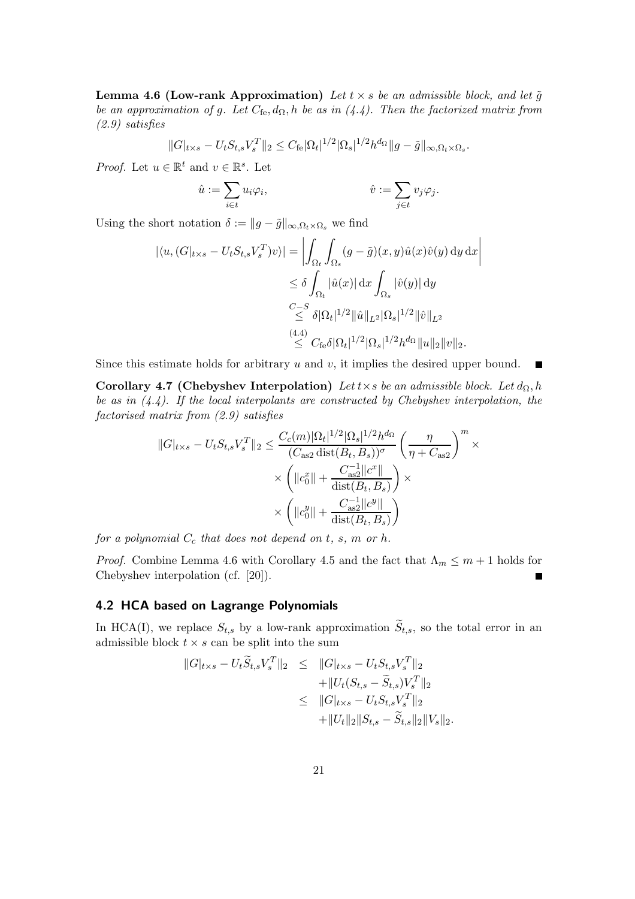**Lemma 4.6 (Low-rank Approximation)** *Let $t \times s$ be an admissible block, and let $\tilde{g}$ be an approximation of $g$. Let $C_{\rm fe}, d_\Omega, h$ be as in (4.4). Then the factorized matrix from (2.9) satisfies*

$$\|G|_{t\times s} - U_t S_{t,s} V_s^T\|_2 \leq C_{\rm fe} |\Omega_t|^{1/2} |\Omega_s|^{1/2} h^{d_\Omega} \|g - \tilde{g}\|_{\infty,\Omega_t\times\Omega_s}.$$

*Proof.* Let $u \in \mathbb{R}^t$ and $v \in \mathbb{R}^s$. Let

$$\hat{u} := \sum_{i\in t} u_i \varphi_i, \qquad \hat{v} := \sum_{j\in t} v_j \varphi_j.$$

Using the short notation $\delta := \|g - \tilde{g}\|_{\infty,\Omega_t\times\Omega_s}$ we find

$$\begin{aligned}
|\langle u, (G|_{t\times s} - U_t S_{t,s} V_s^T) v\rangle| &= \left| \int_{\Omega_t} \int_{\Omega_s} (g - \tilde{g})(x,y) \hat{u}(x) \hat{v}(y) \,\mathrm{d}y \,\mathrm{d}x \right| \\
&\leq \delta \int_{\Omega_t} |\hat{u}(x)| \,\mathrm{d}x \int_{\Omega_s} |\hat{v}(y)| \,\mathrm{d}y \\
&\overset{C-S}{\leq} \delta |\Omega_t|^{1/2} \|\hat{u}\|_{L^2} |\Omega_s|^{1/2} \|\hat{v}\|_{L^2} \\
&\overset{(4.4)}{\leq} C_{\rm fe} \delta |\Omega_t|^{1/2} |\Omega_s|^{1/2} h^{d_\Omega} \|u\|_2 \|v\|_2.
\end{aligned}$$

Since this estimate holds for arbitrary $u$ and $v$, it implies the desired upper bound. ∎

**Corollary 4.7 (Chebyshev Interpolation)** *Let $t\times s$ be an admissible block. Let $d_\Omega, h$ be as in (4.4). If the local interpolants are constructed by Chebyshev interpolation, the factorised matrix from (2.9) satisfies*

$$\begin{aligned}
\|G|_{t\times s} - U_t S_{t,s} V_s^T\|_2 \leq \frac{C_c(m) |\Omega_t|^{1/2} |\Omega_s|^{1/2} h^{d_\Omega}}{(C_{\rm as2} \operatorname{dist}(B_t, B_s))^\sigma} \left( \frac{\eta}{\eta + C_{\rm as2}} \right)^m \times \\
\times \left( \|c_0^x\| + \frac{C_{\rm as2}^{-1} \|c^x\|}{\operatorname{dist}(B_t, B_s)} \right) \times \\
\times \left( \|c_0^y\| + \frac{C_{\rm as2}^{-1} \|c^y\|}{\operatorname{dist}(B_t, B_s)} \right)
\end{aligned}$$

*for a polynomial $C_c$ that does not depend on $t$, $s$, $m$ or $h$.*

*Proof.* Combine Lemma 4.6 with Corollary 4.5 and the fact that $\Lambda_m \leq m + 1$ holds for Chebyshev interpolation (cf. [20]). ∎

## 4.2 HCA based on Lagrange Polynomials

In HCA(I), we replace $S_{t,s}$ by a low-rank approximation $\widetilde{S}_{t,s}$, so the total error in an admissible block $t \times s$ can be split into the sum

$$\begin{aligned}
\|G|_{t\times s} - U_t \widetilde{S}_{t,s} V_s^T\|_2 &\leq \|G|_{t\times s} - U_t S_{t,s} V_s^T\|_2 \\
&\quad + \|U_t (S_{t,s} - \widetilde{S}_{t,s}) V_s^T\|_2 \\
&\leq \|G|_{t\times s} - U_t S_{t,s} V_s^T\|_2 \\
&\quad + \|U_t\|_2 \|S_{t,s} - \widetilde{S}_{t,s}\|_2 \|V_s\|_2.
\end{aligned}$$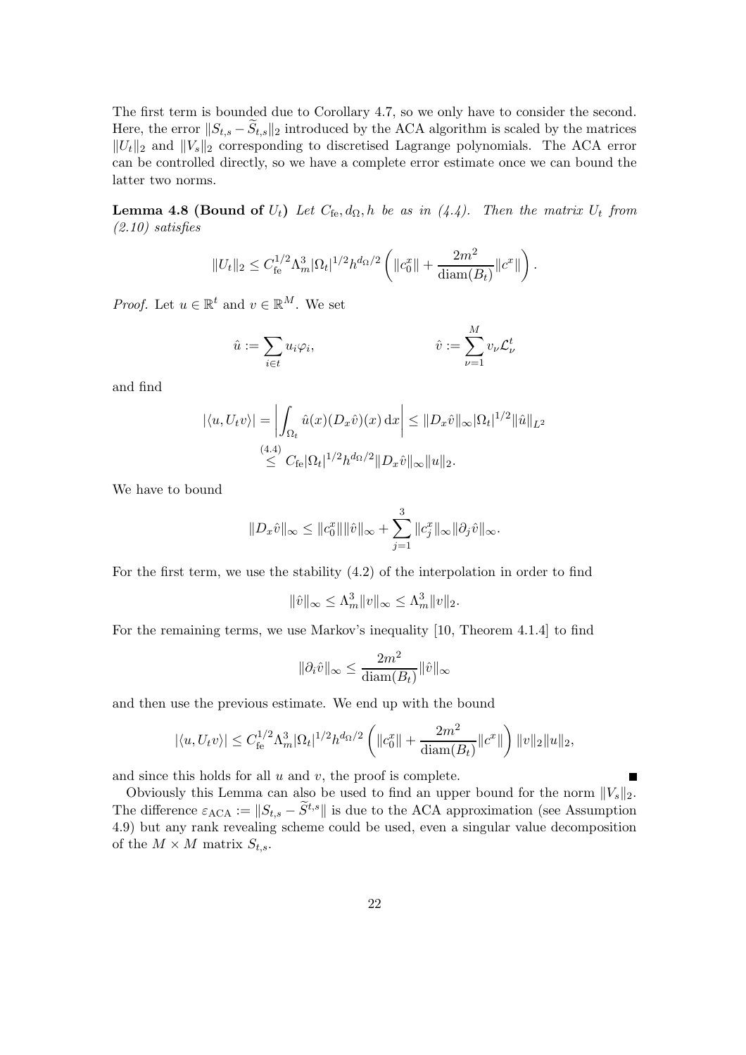The first term is bounded due to Corollary 4.7, so we only have to consider the second. Here, the error $\|S_{t,s} - \widetilde{S}_{t,s}\|_2$ introduced by the ACA algorithm is scaled by the matrices $\|U_t\|_2$ and $\|V_s\|_2$ corresponding to discretised Lagrange polynomials. The ACA error can be controlled directly, so we have a complete error estimate once we can bound the latter two norms.

**Lemma 4.8 (Bound of $U_t$)** *Let $C_{\mathrm{fe}}, d_\Omega, h$ be as in (4.4). Then the matrix $U_t$ from (2.10) satisfies*

$$\|U_t\|_2 \leq C_{\mathrm{fe}}^{1/2} \Lambda_m^3 |\Omega_t|^{1/2} h^{d_\Omega/2} \left( \|c_0^x\| + \frac{2m^2}{\mathrm{diam}(B_t)} \|c^x\| \right).$$

*Proof.* Let $u \in \mathbb{R}^t$ and $v \in \mathbb{R}^M$. We set

$$\hat{u} := \sum_{i \in t} u_i \varphi_i, \qquad \hat{v} := \sum_{\nu=1}^{M} v_\nu \mathcal{L}_\nu^t$$

and find

$$|\langle u, U_t v\rangle| = \left| \int_{\Omega_t} \hat{u}(x)(D_x \hat{v})(x) \, \mathrm{d}x \right| \leq \|D_x \hat{v}\|_\infty |\Omega_t|^{1/2} \|\hat{u}\|_{L^2} \overset{(4.4)}{\leq} C_{\mathrm{fe}} |\Omega_t|^{1/2} h^{d_\Omega/2} \|D_x \hat{v}\|_\infty \|u\|_2.$$

We have to bound

$$\|D_x \hat{v}\|_\infty \leq \|c_0^x\| \|\hat{v}\|_\infty + \sum_{j=1}^{3} \|c_j^x\|_\infty \|\partial_j \hat{v}\|_\infty.$$

For the first term, we use the stability (4.2) of the interpolation in order to find

$$\|\hat{v}\|_\infty \leq \Lambda_m^3 \|v\|_\infty \leq \Lambda_m^3 \|v\|_2.$$

For the remaining terms, we use Markov's inequality [10, Theorem 4.1.4] to find

$$\|\partial_i \hat{v}\|_\infty \leq \frac{2m^2}{\mathrm{diam}(B_t)} \|\hat{v}\|_\infty$$

and then use the previous estimate. We end up with the bound

$$|\langle u, U_t v\rangle| \leq C_{\mathrm{fe}}^{1/2} \Lambda_m^3 |\Omega_t|^{1/2} h^{d_\Omega/2} \left( \|c_0^x\| + \frac{2m^2}{\mathrm{diam}(B_t)} \|c^x\| \right) \|v\|_2 \|u\|_2,$$

and since this holds for all $u$ and $v$, the proof is complete. ∎

Obviously this Lemma can also be used to find an upper bound for the norm $\|V_s\|_2$. The difference $\varepsilon_{\mathrm{ACA}} := \|S_{t,s} - \widetilde{S}^{t,s}\|$ is due to the ACA approximation (see Assumption 4.9) but any rank revealing scheme could be used, even a singular value decomposition of the $M \times M$ matrix $S_{t,s}$.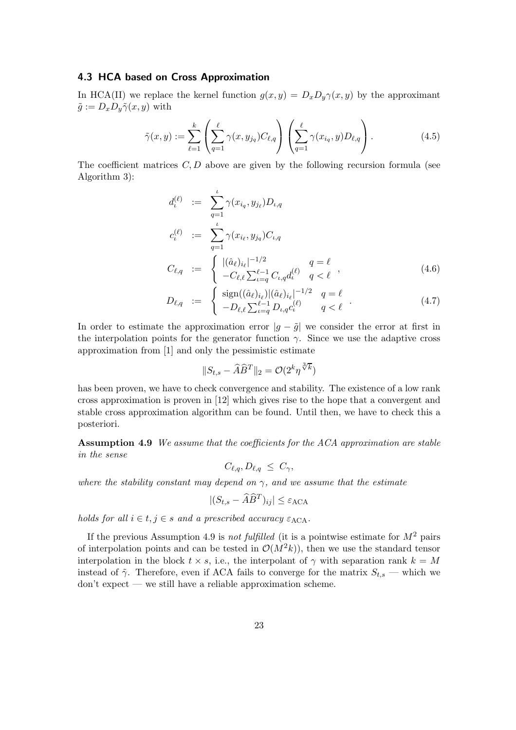### 4.3 HCA based on Cross Approximation

In HCA(II) we replace the kernel function $g(x, y) = D_x D_y \gamma(x, y)$ by the approximant $\tilde{g} := D_x D_y \tilde{\gamma}(x, y)$ with

$$\tilde{\gamma}(x, y) := \sum_{\ell=1}^{k} \left( \sum_{q=1}^{\ell} \gamma(x, y_{j_q}) C_{\ell,q} \right) \left( \sum_{q=1}^{\ell} \gamma(x_{i_q}, y) D_{\ell,q} \right). \tag{4.5}$$

The coefficient matrices $C, D$ above are given by the following recursion formula (see Algorithm 3):

$$\begin{aligned}
d_\iota^{(\ell)} &:= \sum_{q=1}^{\iota} \gamma(x_{i_q}, y_{j_\ell}) D_{\iota,q} \\
c_\iota^{(\ell)} &:= \sum_{q=1}^{\iota} \gamma(x_{i_\ell}, y_{j_q}) C_{\iota,q} \\
C_{\ell,q} &:= \begin{cases} |(\hat{a}_\ell)_{i_\ell}|^{-1/2} & q = \ell \\ -C_{\ell,\ell} \sum_{\iota=q}^{\ell-1} C_{\iota,q} d_\iota^{(\ell)} & q < \ell \end{cases}, && (4.6) \\
D_{\ell,q} &:= \begin{cases} \operatorname{sign}((\hat{a}_\ell)_{i_\ell}) |(\hat{a}_\ell)_{i_\ell}|^{-1/2} & q = \ell \\ -D_{\ell,\ell} \sum_{\iota=q}^{\ell-1} D_{\iota,q} c_\iota^{(\ell)} & q < \ell \end{cases}. && (4.7)
\end{aligned}$$

In order to estimate the approximation error $|g - \tilde{g}|$ we consider the error at first in the interpolation points for the generator function $\gamma$. Since we use the adaptive cross approximation from [1] and only the pessimistic estimate

$$\|S_{t,s} - \widehat{A}\widehat{B}^T\|_2 = \mathcal{O}(2^k \eta^{\sqrt[3]{k}})$$

has been proven, we have to check convergence and stability. The existence of a low rank cross approximation is proven in [12] which gives rise to the hope that a convergent and stable cross approximation algorithm can be found. Until then, we have to check this a posteriori.

**Assumption 4.9** *We assume that the coefficients for the ACA approximation are stable in the sense*

$$C_{\ell,q}, D_{\ell,q} \leq C_\gamma,$$

*where the stability constant may depend on $\gamma$, and we assume that the estimate*

$$|(S_{t,s} - \widehat{A}\widehat{B}^T)_{ij}| \leq \varepsilon_{\mathrm{ACA}}$$

*holds for all $i \in t, j \in s$ and a prescribed accuracy $\varepsilon_{\mathrm{ACA}}$.*

If the previous Assumption 4.9 is *not fulfilled* (it is a pointwise estimate for $M^2$ pairs of interpolation points and can be tested in $\mathcal{O}(M^2 k)$), then we use the standard tensor interpolation in the block $t \times s$, i.e., the interpolant of $\gamma$ with separation rank $k = M$ instead of $\tilde{\gamma}$. Therefore, even if ACA fails to converge for the matrix $S_{t,s}$ — which we don't expect — we still have a reliable approximation scheme.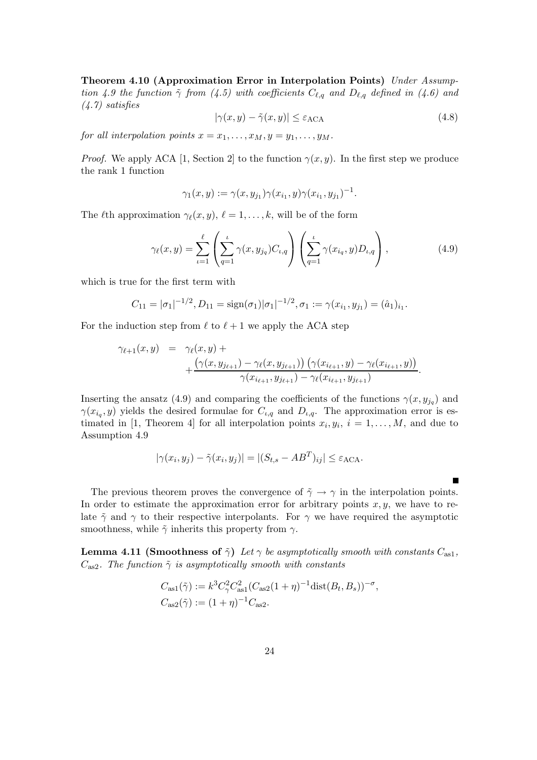**Theorem 4.10 (Approximation Error in Interpolation Points)** *Under Assumption 4.9 the function $\tilde{\gamma}$ from (4.5) with coefficients $C_{\ell,q}$ and $D_{\ell,q}$ defined in (4.6) and (4.7) satisfies*

$$|\gamma(x,y) - \tilde{\gamma}(x,y)| \leq \varepsilon_{\mathrm{ACA}} \tag{4.8}$$

*for all interpolation points $x = x_1, \ldots, x_M, y = y_1, \ldots, y_M$.*

*Proof.* We apply ACA [1, Section 2] to the function $\gamma(x,y)$. In the first step we produce the rank 1 function

$$\gamma_1(x,y) := \gamma(x, y_{j_1})\gamma(x_{i_1}, y)\gamma(x_{i_1}, y_{j_1})^{-1}.$$

The $\ell$th approximation $\gamma_\ell(x,y)$, $\ell = 1, \ldots, k$, will be of the form

$$\gamma_\ell(x,y) = \sum_{\iota=1}^{\ell} \left( \sum_{q=1}^{\iota} \gamma(x, y_{j_q}) C_{\iota,q} \right) \left( \sum_{q=1}^{\iota} \gamma(x_{i_q}, y) D_{\iota,q} \right), \tag{4.9}$$

which is true for the first term with

$$C_{11} = |\sigma_1|^{-1/2}, D_{11} = \mathrm{sign}(\sigma_1)|\sigma_1|^{-1/2}, \sigma_1 := \gamma(x_{i_1}, y_{j_1}) = (\hat{a}_1)_{i_1}.$$

For the induction step from $\ell$ to $\ell + 1$ we apply the ACA step

$$\begin{aligned}
\gamma_{\ell+1}(x,y) &= \gamma_\ell(x,y) + \\
&\quad + \frac{\left(\gamma(x, y_{j_{\ell+1}}) - \gamma_\ell(x, y_{j_{\ell+1}})\right)\left(\gamma(x_{i_{\ell+1}}, y) - \gamma_\ell(x_{i_{\ell+1}}, y)\right)}{\gamma(x_{i_{\ell+1}}, y_{j_{\ell+1}}) - \gamma_\ell(x_{i_{\ell+1}}, y_{j_{\ell+1}})}.
\end{aligned}$$

Inserting the ansatz (4.9) and comparing the coefficients of the functions $\gamma(x, y_{j_q})$ and $\gamma(x_{i_q}, y)$ yields the desired formulae for $C_{\iota,q}$ and $D_{\iota,q}$. The approximation error is estimated in [1, Theorem 4] for all interpolation points $x_i, y_i$, $i = 1, \ldots, M$, and due to Assumption 4.9

$$|\gamma(x_i, y_j) - \tilde{\gamma}(x_i, y_j)| = |(S_{t,s} - AB^T)_{ij}| \leq \varepsilon_{\mathrm{ACA}}.$$

∎

The previous theorem proves the convergence of $\tilde{\gamma} \to \gamma$ in the interpolation points. In order to estimate the approximation error for arbitrary points $x, y$, we have to relate $\tilde{\gamma}$ and $\gamma$ to their respective interpolants. For $\gamma$ we have required the asymptotic smoothness, while $\tilde{\gamma}$ inherits this property from $\gamma$.

**Lemma 4.11 (Smoothness of $\tilde{\gamma}$)** *Let $\gamma$ be asymptotically smooth with constants $C_{\mathrm{as1}}$, $C_{\mathrm{as2}}$. The function $\tilde{\gamma}$ is asymptotically smooth with constants*

$$\begin{aligned}
C_{\mathrm{as1}}(\tilde{\gamma}) &:= k^3 C_\gamma^2 C_{\mathrm{as1}}^2 (C_{\mathrm{as2}}(1+\eta)^{-1} \mathrm{dist}(B_t, B_s))^{-\sigma}, \\
C_{\mathrm{as2}}(\tilde{\gamma}) &:= (1+\eta)^{-1} C_{\mathrm{as2}}.
\end{aligned}$$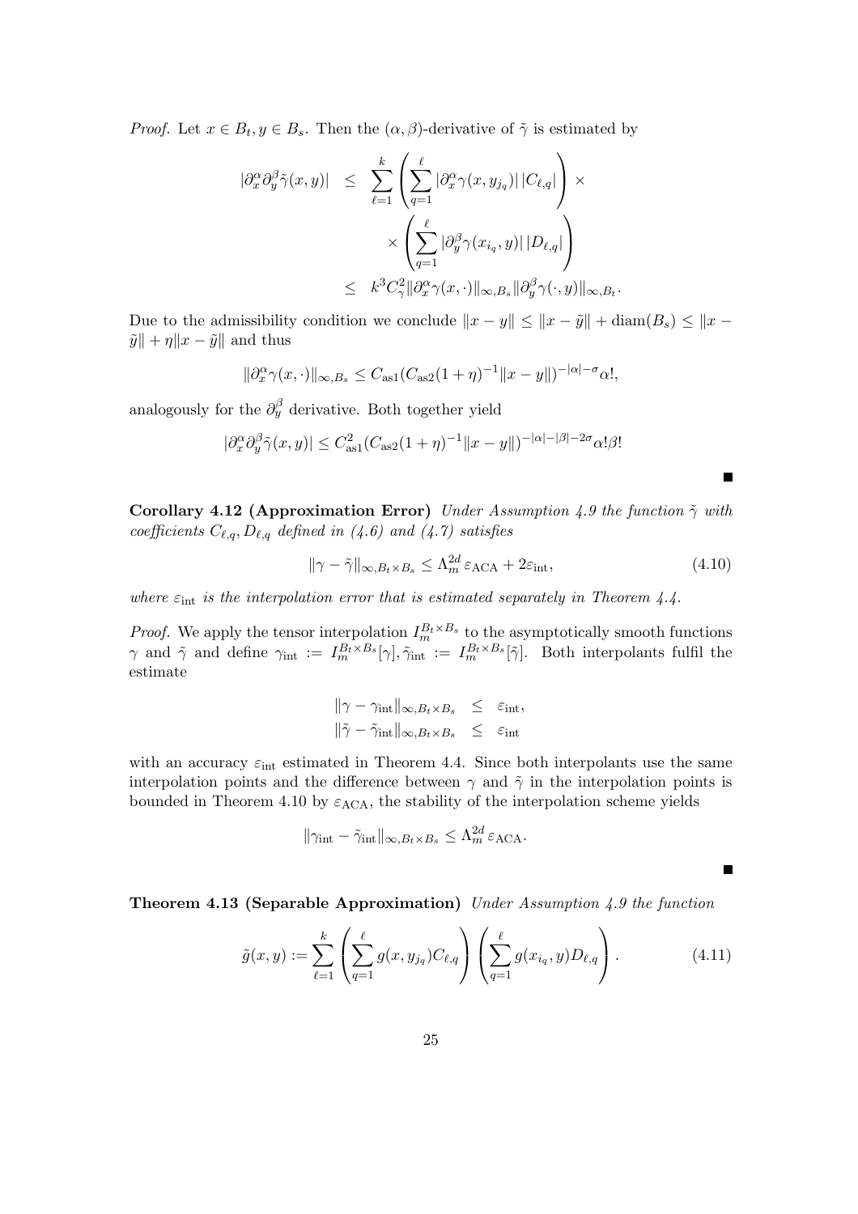*Proof.* Let $x \in B_t, y \in B_s$. Then the $(\alpha,\beta)$-derivative of $\tilde{\gamma}$ is estimated by

$$
\begin{aligned}
|\partial_x^\alpha \partial_y^\beta \tilde{\gamma}(x,y)| &\leq \sum_{\ell=1}^{k} \left( \sum_{q=1}^{\ell} |\partial_x^\alpha \gamma(x, y_{j_q})| \, |C_{\ell,q}| \right) \times \\
&\qquad \times \left( \sum_{q=1}^{\ell} |\partial_y^\beta \gamma(x_{i_q}, y)| \, |D_{\ell,q}| \right) \\
&\leq k^3 C_\gamma^2 \|\partial_x^\alpha \gamma(x,\cdot)\|_{\infty,B_s} \|\partial_y^\beta \gamma(\cdot,y)\|_{\infty,B_t}.
\end{aligned}
$$

Due to the admissibility condition we conclude $\|x-y\| \leq \|x-\tilde{y}\| + \operatorname{diam}(B_s) \leq \|x-\tilde{y}\| + \eta\|x-\tilde{y}\|$ and thus

$$
\|\partial_x^\alpha \gamma(x,\cdot)\|_{\infty,B_s} \leq C_{\mathrm{as1}} (C_{\mathrm{as2}} (1+\eta)^{-1} \|x-y\|)^{-|\alpha|-\sigma} \alpha!,
$$

analogously for the $\partial_y^\beta$ derivative. Both together yield

$$
|\partial_x^\alpha \partial_y^\beta \tilde{\gamma}(x,y)| \leq C_{\mathrm{as1}}^2 (C_{\mathrm{as2}} (1+\eta)^{-1} \|x-y\|)^{-|\alpha|-|\beta|-2\sigma} \alpha! \beta!
$$

■

**Corollary 4.12 (Approximation Error)** *Under Assumption 4.9 the function $\tilde{\gamma}$ with coefficients $C_{\ell,q}, D_{\ell,q}$ defined in (4.6) and (4.7) satisfies*

$$
\|\gamma - \tilde{\gamma}\|_{\infty, B_t \times B_s} \leq \Lambda_m^{2d} \, \varepsilon_{\mathrm{ACA}} + 2\varepsilon_{\mathrm{int}}, \tag{4.10}
$$

*where $\varepsilon_{\mathrm{int}}$ is the interpolation error that is estimated separately in Theorem 4.4.*

*Proof.* We apply the tensor interpolation $I_m^{B_t \times B_s}$ to the asymptotically smooth functions $\gamma$ and $\tilde{\gamma}$ and define $\gamma_{\mathrm{int}} := I_m^{B_t \times B_s}[\gamma], \tilde{\gamma}_{\mathrm{int}} := I_m^{B_t \times B_s}[\tilde{\gamma}]$. Both interpolants fulfil the estimate

$$
\begin{aligned}
\|\gamma - \gamma_{\mathrm{int}}\|_{\infty, B_t \times B_s} &\leq \varepsilon_{\mathrm{int}}, \\
\|\tilde{\gamma} - \tilde{\gamma}_{\mathrm{int}}\|_{\infty, B_t \times B_s} &\leq \varepsilon_{\mathrm{int}}
\end{aligned}
$$

with an accuracy $\varepsilon_{\mathrm{int}}$ estimated in Theorem 4.4. Since both interpolants use the same interpolation points and the difference between $\gamma$ and $\tilde{\gamma}$ in the interpolation points is bounded in Theorem 4.10 by $\varepsilon_{\mathrm{ACA}}$, the stability of the interpolation scheme yields

$$
\|\gamma_{\mathrm{int}} - \tilde{\gamma}_{\mathrm{int}}\|_{\infty, B_t \times B_s} \leq \Lambda_m^{2d} \, \varepsilon_{\mathrm{ACA}}.
$$

■

**Theorem 4.13 (Separable Approximation)** *Under Assumption 4.9 the function*

$$
\tilde{g}(x,y) := \sum_{\ell=1}^{k} \left( \sum_{q=1}^{\ell} g(x, y_{j_q}) C_{\ell,q} \right) \left( \sum_{q=1}^{\ell} g(x_{i_q}, y) D_{\ell,q} \right). \tag{4.11}
$$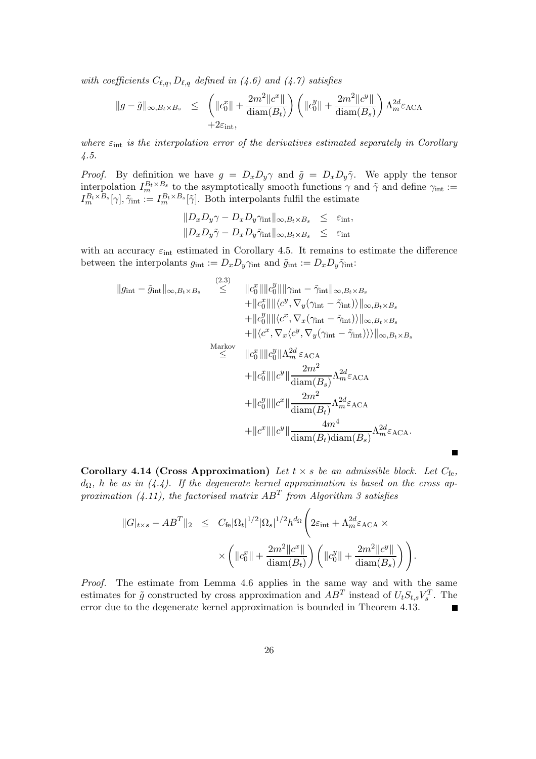*with coefficients $C_{\ell,q}, D_{\ell,q}$ defined in (4.6) and (4.7) satisfies*

$$\|g-\tilde{g}\|_{\infty,B_t\times B_s} \leq \left(\|c_0^x\| + \frac{2m^2\|c^x\|}{\operatorname{diam}(B_t)}\right)\left(\|c_0^y\| + \frac{2m^2\|c^y\|}{\operatorname{diam}(B_s)}\right)\Lambda_m^{2d}\varepsilon_{\mathrm{ACA}} + 2\varepsilon_{\mathrm{int}},$$

*where $\varepsilon_{\mathrm{int}}$ is the interpolation error of the derivatives estimated separately in Corollary 4.5.*

*Proof.* By definition we have $g = D_xD_y\gamma$ and $\tilde{g} = D_xD_y\tilde{\gamma}$. We apply the tensor interpolation $I_m^{B_t\times B_s}$ to the asymptotically smooth functions $\gamma$ and $\tilde{\gamma}$ and define $\gamma_{\mathrm{int}} := I_m^{B_t\times B_s}[\gamma]$, $\tilde{\gamma}_{\mathrm{int}} := I_m^{B_t\times B_s}[\tilde{\gamma}]$. Both interpolants fulfil the estimate

$$\begin{aligned}
\|D_xD_y\gamma - D_xD_y\gamma_{\mathrm{int}}\|_{\infty,B_t\times B_s} &\leq \varepsilon_{\mathrm{int}},\\
\|D_xD_y\tilde{\gamma} - D_xD_y\tilde{\gamma}_{\mathrm{int}}\|_{\infty,B_t\times B_s} &\leq \varepsilon_{\mathrm{int}}
\end{aligned}$$

with an accuracy $\varepsilon_{\mathrm{int}}$ estimated in Corollary 4.5. It remains to estimate the difference between the interpolants $g_{\mathrm{int}} := D_xD_y\gamma_{\mathrm{int}}$ and $\tilde{g}_{\mathrm{int}} := D_xD_y\tilde{\gamma}_{\mathrm{int}}$:

$$\begin{aligned}
\|g_{\mathrm{int}} - \tilde{g}_{\mathrm{int}}\|_{\infty,B_t\times B_s} &\overset{(2.3)}{\leq} \|c_0^x\|\|c_0^y\|\|\gamma_{\mathrm{int}} - \tilde{\gamma}_{\mathrm{int}}\|_{\infty,B_t\times B_s}\\
&\quad + \|c_0^x\|\|\langle c^y, \nabla_y(\gamma_{\mathrm{int}} - \tilde{\gamma}_{\mathrm{int}})\rangle\|_{\infty,B_t\times B_s}\\
&\quad + \|c_0^y\|\|\langle c^x, \nabla_x(\gamma_{\mathrm{int}} - \tilde{\gamma}_{\mathrm{int}})\rangle\|_{\infty,B_t\times B_s}\\
&\quad + \|\langle c^x, \nabla_x\langle c^y, \nabla_y(\gamma_{\mathrm{int}} - \tilde{\gamma}_{\mathrm{int}})\rangle\rangle\|_{\infty,B_t\times B_s}\\
&\overset{\text{Markov}}{\leq} \|c_0^x\|\|c_0^y\|\Lambda_m^{2d}\varepsilon_{\mathrm{ACA}}\\
&\quad + \|c_0^x\|\|c^y\|\frac{2m^2}{\operatorname{diam}(B_s)}\Lambda_m^{2d}\varepsilon_{\mathrm{ACA}}\\
&\quad + \|c_0^y\|\|c^x\|\frac{2m^2}{\operatorname{diam}(B_t)}\Lambda_m^{2d}\varepsilon_{\mathrm{ACA}}\\
&\quad + \|c^x\|\|c^y\|\frac{4m^4}{\operatorname{diam}(B_t)\operatorname{diam}(B_s)}\Lambda_m^{2d}\varepsilon_{\mathrm{ACA}}.
\end{aligned}$$

∎

**Corollary 4.14 (Cross Approximation)** *Let $t\times s$ be an admissible block. Let $C_{\mathrm{fe}}$, $d_\Omega$, $h$ be as in (4.4). If the degenerate kernel approximation is based on the cross approximation (4.11), the factorised matrix $AB^T$ from Algorithm 3 satisfies*

$$\|G|_{t\times s} - AB^T\|_2 \leq C_{\mathrm{fe}}|\Omega_t|^{1/2}|\Omega_s|^{1/2}h^{d_\Omega}\left(2\varepsilon_{\mathrm{int}} + \Lambda_m^{2d}\varepsilon_{\mathrm{ACA}} \times \left(\|c_0^x\| + \frac{2m^2\|c^x\|}{\operatorname{diam}(B_t)}\right)\left(\|c_0^y\| + \frac{2m^2\|c^y\|}{\operatorname{diam}(B_s)}\right)\right).$$

*Proof.* The estimate from Lemma 4.6 applies in the same way and with the same estimates for $\tilde{g}$ constructed by cross approximation and $AB^T$ instead of $U_tS_{t,s}V_s^T$. The error due to the degenerate kernel approximation is bounded in Theorem 4.13. ∎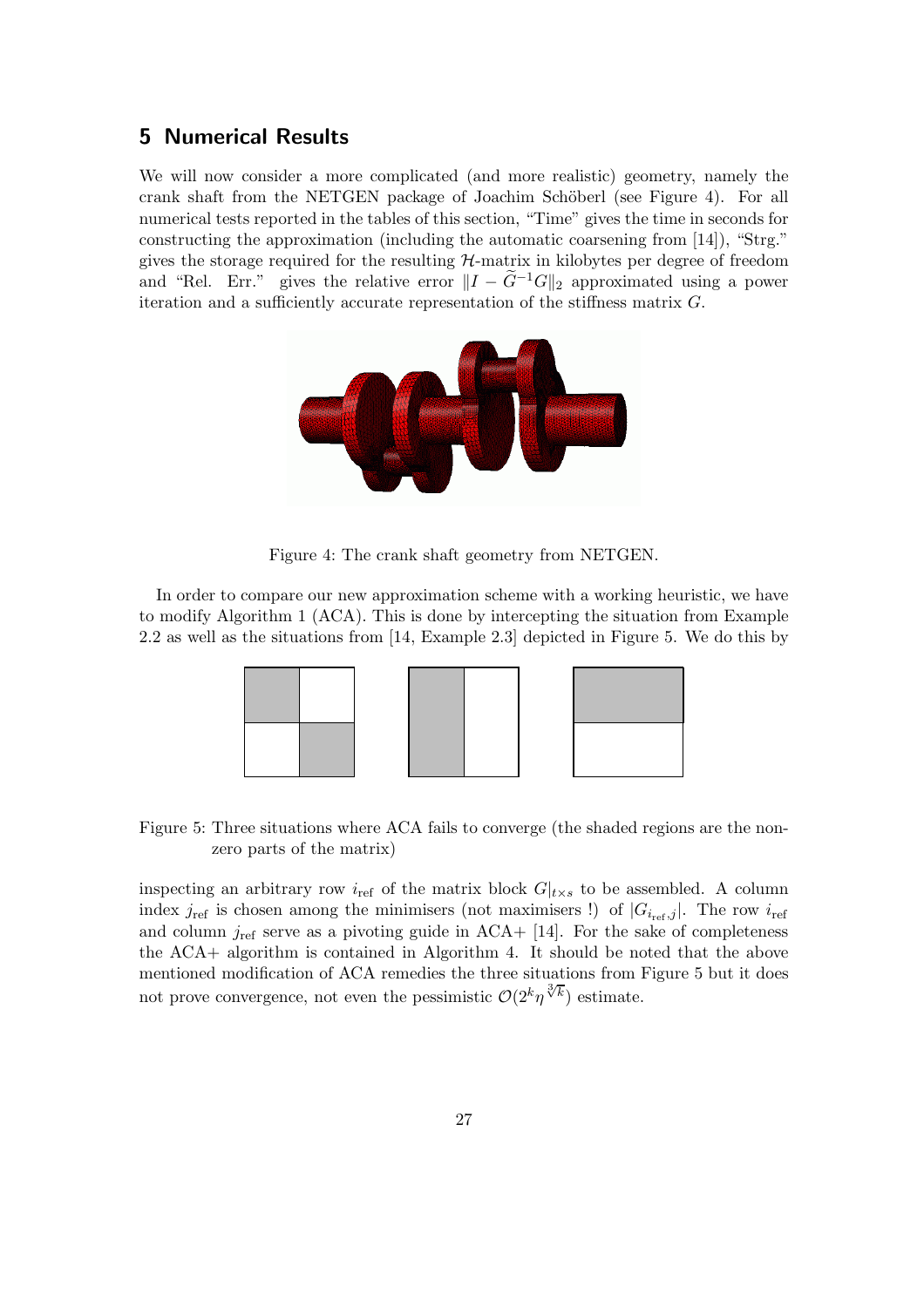## 5 Numerical Results

We will now consider a more complicated (and more realistic) geometry, namely the crank shaft from the NETGEN package of Joachim Schöberl (see Figure 4). For all numerical tests reported in the tables of this section, "Time" gives the time in seconds for constructing the approximation (including the automatic coarsening from [14]), "Strg." gives the storage required for the resulting $\mathcal{H}$-matrix in kilobytes per degree of freedom and "Rel. Err." gives the relative error $\|I - \widetilde{G}^{-1}G\|_2$ approximated using a power iteration and a sufficiently accurate representation of the stiffness matrix $G$.

Figure 4: The crank shaft geometry from NETGEN.

In order to compare our new approximation scheme with a working heuristic, we have to modify Algorithm 1 (ACA). This is done by intercepting the situation from Example 2.2 as well as the situations from [14, Example 2.3] depicted in Figure 5. We do this by

Figure 5: Three situations where ACA fails to converge (the shaded regions are the non-zero parts of the matrix)

inspecting an arbitrary row $i_{\text{ref}}$ of the matrix block $G|_{t\times s}$ to be assembled. A column index $j_{\text{ref}}$ is chosen among the minimisers (not maximisers !) of $|G_{i_{\text{ref}},j}|$. The row $i_{\text{ref}}$ and column $j_{\text{ref}}$ serve as a pivoting guide in ACA+ [14]. For the sake of completeness the ACA+ algorithm is contained in Algorithm 4. It should be noted that the above mentioned modification of ACA remedies the three situations from Figure 5 but it does not prove convergence, not even the pessimistic $\mathcal{O}(2^k \eta^{\sqrt[3]{k}})$ estimate.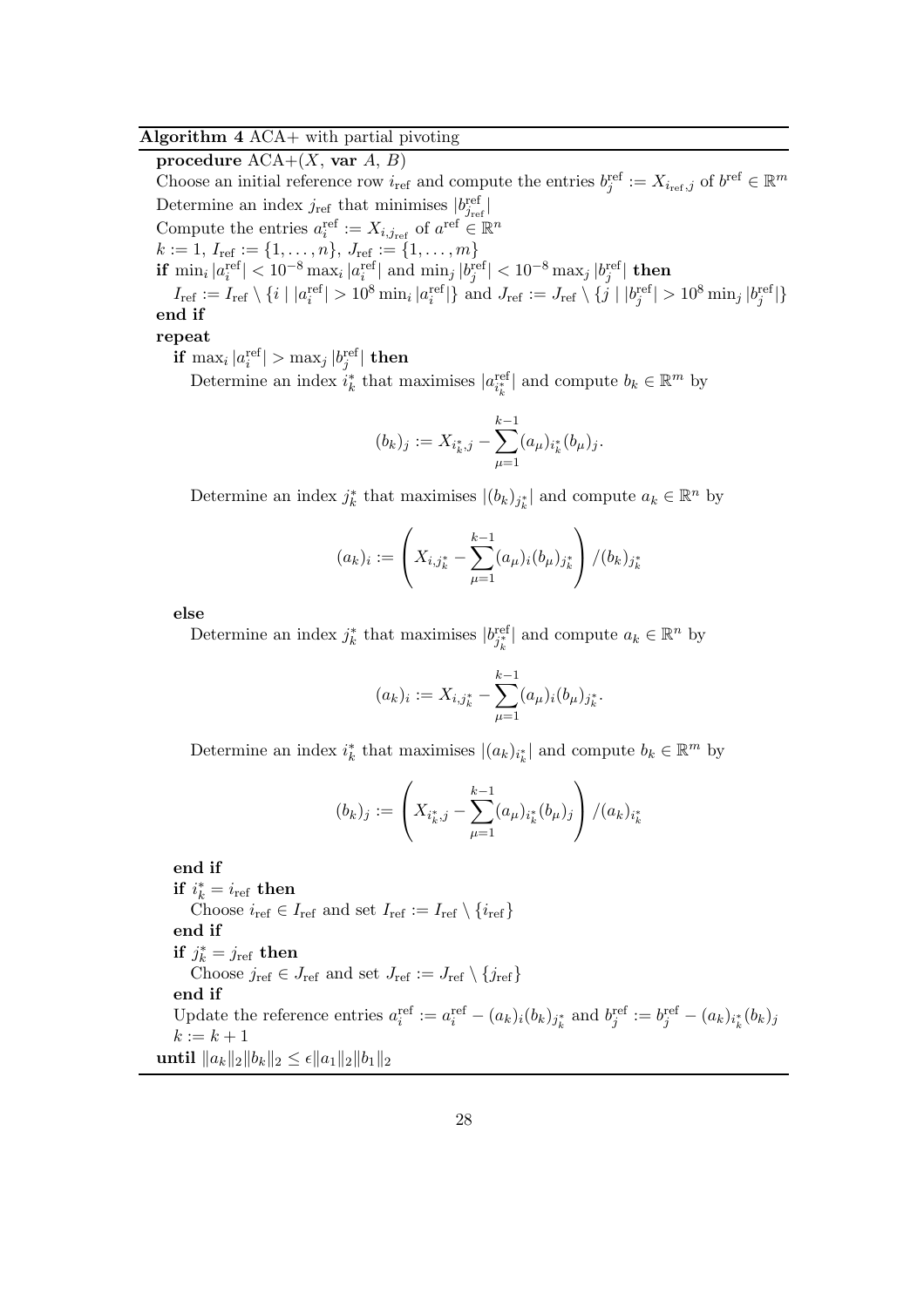**Algorithm 4** ACA+ with partial pivoting

**procedure** ACA+($X$, **var** $A$, $B$)

Choose an initial reference row $i_{\text{ref}}$ and compute the entries $b_j^{\text{ref}} := X_{i_{\text{ref}},j}$ of $b^{\text{ref}} \in \mathbb{R}^m$

Determine an index $j_{\text{ref}}$ that minimises $|b_{j_{\text{ref}}}^{\text{ref}}|$

Compute the entries $a_i^{\text{ref}} := X_{i,j_{\text{ref}}}$ of $a^{\text{ref}} \in \mathbb{R}^n$

$k := 1$, $I_{\text{ref}} := \{1, \ldots, n\}$, $J_{\text{ref}} := \{1, \ldots, m\}$

**if** $\min_i |a_i^{\text{ref}}| < 10^{-8} \max_i |a_i^{\text{ref}}|$ and $\min_j |b_j^{\text{ref}}| < 10^{-8} \max_j |b_j^{\text{ref}}|$ **then**

  $I_{\text{ref}} := I_{\text{ref}} \setminus \{i \mid |a_i^{\text{ref}}| > 10^8 \min_i |a_i^{\text{ref}}|\}$ and $J_{\text{ref}} := J_{\text{ref}} \setminus \{j \mid |b_j^{\text{ref}}| > 10^8 \min_j |b_j^{\text{ref}}|\}$

**end if**

**repeat**

  **if** $\max_i |a_i^{\text{ref}}| > \max_j |b_j^{\text{ref}}|$ **then**

    Determine an index $i_k^*$ that maximises $|a_{i_k^*}^{\text{ref}}|$ and compute $b_k \in \mathbb{R}^m$ by

$$(b_k)_j := X_{i_k^*,j} - \sum_{\mu=1}^{k-1} (a_\mu)_{i_k^*} (b_\mu)_j.$$

    Determine an index $j_k^*$ that maximises $|(b_k)_{j_k^*}|$ and compute $a_k \in \mathbb{R}^n$ by

$$(a_k)_i := \left( X_{i,j_k^*} - \sum_{\mu=1}^{k-1} (a_\mu)_i (b_\mu)_{j_k^*} \right) / (b_k)_{j_k^*}$$

  **else**

    Determine an index $j_k^*$ that maximises $|b_{j_k^*}^{\text{ref}}|$ and compute $a_k \in \mathbb{R}^n$ by

$$(a_k)_i := X_{i,j_k^*} - \sum_{\mu=1}^{k-1} (a_\mu)_i (b_\mu)_{j_k^*}.$$

    Determine an index $i_k^*$ that maximises $|(a_k)_{i_k^*}|$ and compute $b_k \in \mathbb{R}^m$ by

$$(b_k)_j := \left( X_{i_k^*,j} - \sum_{\mu=1}^{k-1} (a_\mu)_{i_k^*} (b_\mu)_j \right) / (a_k)_{i_k^*}$$

  **end if**

  **if** $i_k^* = i_{\text{ref}}$ **then**

    Choose $i_{\text{ref}} \in I_{\text{ref}}$ and set $I_{\text{ref}} := I_{\text{ref}} \setminus \{i_{\text{ref}}\}$

  **end if**

  **if** $j_k^* = j_{\text{ref}}$ **then**

    Choose $j_{\text{ref}} \in J_{\text{ref}}$ and set $J_{\text{ref}} := J_{\text{ref}} \setminus \{j_{\text{ref}}\}$

  **end if**

  Update the reference entries $a_i^{\text{ref}} := a_i^{\text{ref}} - (a_k)_i (b_k)_{j_k^*}$ and $b_j^{\text{ref}} := b_j^{\text{ref}} - (a_k)_{i_k^*} (b_k)_j$

  $k := k + 1$

**until** $\|a_k\|_2 \|b_k\|_2 \leq \epsilon \|a_1\|_2 \|b_1\|_2$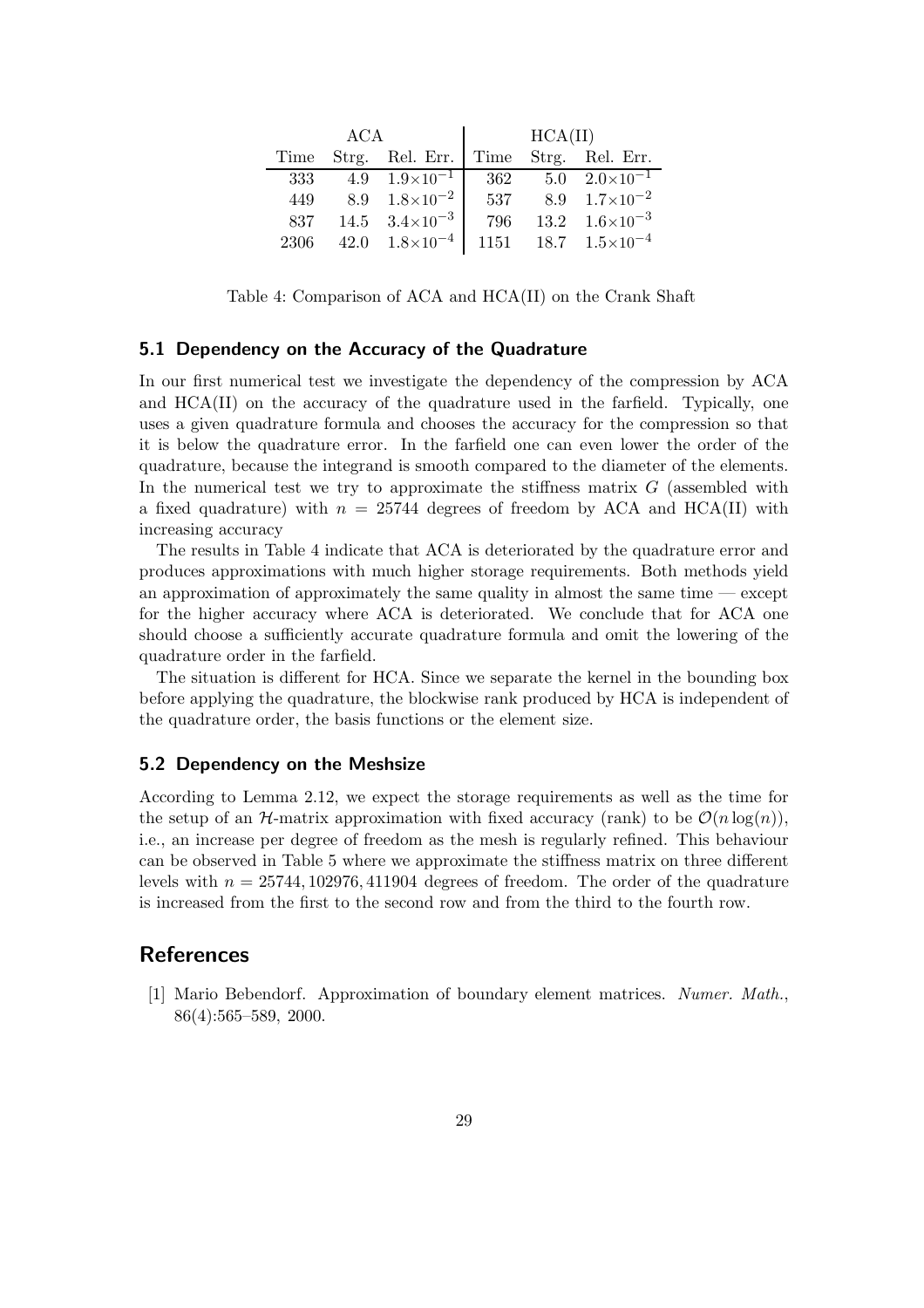| ACA | | | HCA(II) | | |
|---|---|---|---|---|---|
| Time | Strg. | Rel. Err. | Time | Strg. | Rel. Err. |
| 333 | 4.9 | $1.9 \times 10^{-1}$ | 362 | 5.0 | $2.0 \times 10^{-1}$ |
| 449 | 8.9 | $1.8 \times 10^{-2}$ | 537 | 8.9 | $1.7 \times 10^{-2}$ |
| 837 | 14.5 | $3.4 \times 10^{-3}$ | 796 | 13.2 | $1.6 \times 10^{-3}$ |
| 2306 | 42.0 | $1.8 \times 10^{-4}$ | 1151 | 18.7 | $1.5 \times 10^{-4}$ |

Table 4: Comparison of ACA and HCA(II) on the Crank Shaft

### 5.1 Dependency on the Accuracy of the Quadrature

In our first numerical test we investigate the dependency of the compression by ACA and HCA(II) on the accuracy of the quadrature used in the farfield. Typically, one uses a given quadrature formula and chooses the accuracy for the compression so that it is below the quadrature error. In the farfield one can even lower the order of the quadrature, because the integrand is smooth compared to the diameter of the elements. In the numerical test we try to approximate the stiffness matrix $G$ (assembled with a fixed quadrature) with $n = 25744$ degrees of freedom by ACA and HCA(II) with increasing accuracy

The results in Table 4 indicate that ACA is deteriorated by the quadrature error and produces approximations with much higher storage requirements. Both methods yield an approximation of approximately the same quality in almost the same time — except for the higher accuracy where ACA is deteriorated. We conclude that for ACA one should choose a sufficiently accurate quadrature formula and omit the lowering of the quadrature order in the farfield.

The situation is different for HCA. Since we separate the kernel in the bounding box before applying the quadrature, the blockwise rank produced by HCA is independent of the quadrature order, the basis functions or the element size.

### 5.2 Dependency on the Meshsize

According to Lemma 2.12, we expect the storage requirements as well as the time for the setup of an $\mathcal{H}$-matrix approximation with fixed accuracy (rank) to be $\mathcal{O}(n \log(n))$, i.e., an increase per degree of freedom as the mesh is regularly refined. This behaviour can be observed in Table 5 where we approximate the stiffness matrix on three different levels with $n = 25744, 102976, 411904$ degrees of freedom. The order of the quadrature is increased from the first to the second row and from the third to the fourth row.

## References

[1] Mario Bebendorf. Approximation of boundary element matrices. *Numer. Math.*, 86(4):565–589, 2000.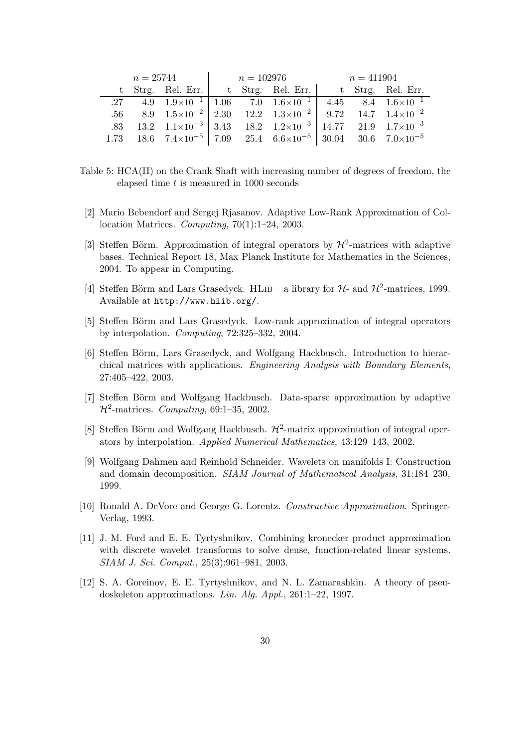| $n = 25744$ | | | $n = 102976$ | | | $n = 411904$ | | |
|---|---|---|---|---|---|---|---|---|
| t | Strg. | Rel. Err. | t | Strg. | Rel. Err. | t | Strg. | Rel. Err. |
| .27 | 4.9 | $1.9\times10^{-1}$ | 1.06 | 7.0 | $1.6\times10^{-1}$ | 4.45 | 8.4 | $1.6\times10^{-1}$ |
| .56 | 8.9 | $1.5\times10^{-2}$ | 2.30 | 12.2 | $1.3\times10^{-2}$ | 9.72 | 14.7 | $1.4\times10^{-2}$ |
| .83 | 13.2 | $1.1\times10^{-3}$ | 3.43 | 18.2 | $1.2\times10^{-3}$ | 14.77 | 21.9 | $1.7\times10^{-3}$ |
| 1.73 | 18.6 | $7.4\times10^{-5}$ | 7.09 | 25.4 | $6.6\times10^{-5}$ | 30.04 | 30.6 | $7.0\times10^{-5}$ |

Table 5: HCA(II) on the Crank Shaft with increasing number of degrees of freedom, the elapsed time $t$ is measured in 1000 seconds

[2] Mario Bebendorf and Sergej Rjasanov. Adaptive Low-Rank Approximation of Collocation Matrices. *Computing*, 70(1):1–24, 2003.

[3] Steffen Börm. Approximation of integral operators by $\mathcal{H}^2$-matrices with adaptive bases. Technical Report 18, Max Planck Institute for Mathematics in the Sciences, 2004. To appear in Computing.

[4] Steffen Börm and Lars Grasedyck. HLib – a library for $\mathcal{H}$- and $\mathcal{H}^2$-matrices, 1999. Available at http://www.hlib.org/.

[5] Steffen Börm and Lars Grasedyck. Low-rank approximation of integral operators by interpolation. *Computing*, 72:325–332, 2004.

[6] Steffen Börm, Lars Grasedyck, and Wolfgang Hackbusch. Introduction to hierarchical matrices with applications. *Engineering Analysis with Boundary Elements*, 27:405–422, 2003.

[7] Steffen Börm and Wolfgang Hackbusch. Data-sparse approximation by adaptive $\mathcal{H}^2$-matrices. *Computing*, 69:1–35, 2002.

[8] Steffen Börm and Wolfgang Hackbusch. $\mathcal{H}^2$-matrix approximation of integral operators by interpolation. *Applied Numerical Mathematics*, 43:129–143, 2002.

[9] Wolfgang Dahmen and Reinhold Schneider. Wavelets on manifolds I: Construction and domain decomposition. *SIAM Journal of Mathematical Analysis*, 31:184–230, 1999.

[10] Ronald A. DeVore and George G. Lorentz. *Constructive Approximation*. Springer-Verlag, 1993.

[11] J. M. Ford and E. E. Tyrtyshnikov. Combining kronecker product approximation with discrete wavelet transforms to solve dense, function-related linear systems. *SIAM J. Sci. Comput.*, 25(3):961–981, 2003.

[12] S. A. Goreinov, E. E. Tyrtyshnikov, and N. L. Zamarashkin. A theory of pseudoskeleton approximations. *Lin. Alg. Appl.*, 261:1–22, 1997.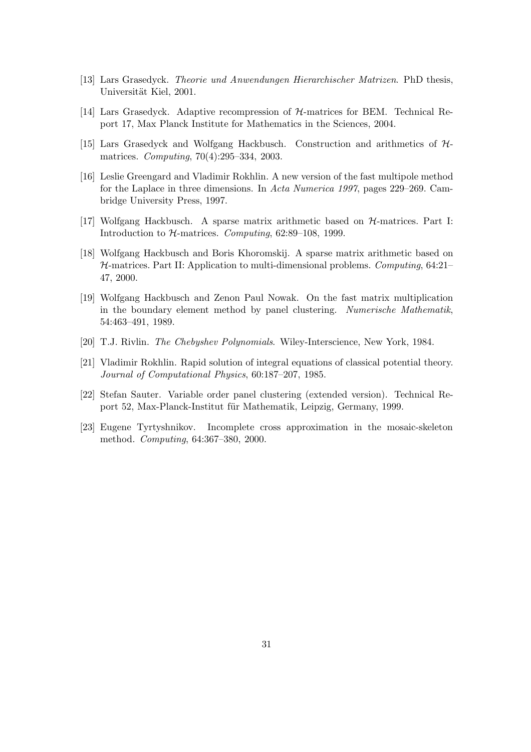[13] Lars Grasedyck. *Theorie und Anwendungen Hierarchischer Matrizen*. PhD thesis, Universität Kiel, 2001.

[14] Lars Grasedyck. Adaptive recompression of $\mathcal{H}$-matrices for BEM. Technical Report 17, Max Planck Institute for Mathematics in the Sciences, 2004.

[15] Lars Grasedyck and Wolfgang Hackbusch. Construction and arithmetics of $\mathcal{H}$-matrices. *Computing*, 70(4):295–334, 2003.

[16] Leslie Greengard and Vladimir Rokhlin. A new version of the fast multipole method for the Laplace in three dimensions. In *Acta Numerica 1997*, pages 229–269. Cambridge University Press, 1997.

[17] Wolfgang Hackbusch. A sparse matrix arithmetic based on $\mathcal{H}$-matrices. Part I: Introduction to $\mathcal{H}$-matrices. *Computing*, 62:89–108, 1999.

[18] Wolfgang Hackbusch and Boris Khoromskij. A sparse matrix arithmetic based on $\mathcal{H}$-matrices. Part II: Application to multi-dimensional problems. *Computing*, 64:21–47, 2000.

[19] Wolfgang Hackbusch and Zenon Paul Nowak. On the fast matrix multiplication in the boundary element method by panel clustering. *Numerische Mathematik*, 54:463–491, 1989.

[20] T.J. Rivlin. *The Chebyshev Polynomials*. Wiley-Interscience, New York, 1984.

[21] Vladimir Rokhlin. Rapid solution of integral equations of classical potential theory. *Journal of Computational Physics*, 60:187–207, 1985.

[22] Stefan Sauter. Variable order panel clustering (extended version). Technical Report 52, Max-Planck-Institut für Mathematik, Leipzig, Germany, 1999.

[23] Eugene Tyrtyshnikov. Incomplete cross approximation in the mosaic-skeleton method. *Computing*, 64:367–380, 2000.